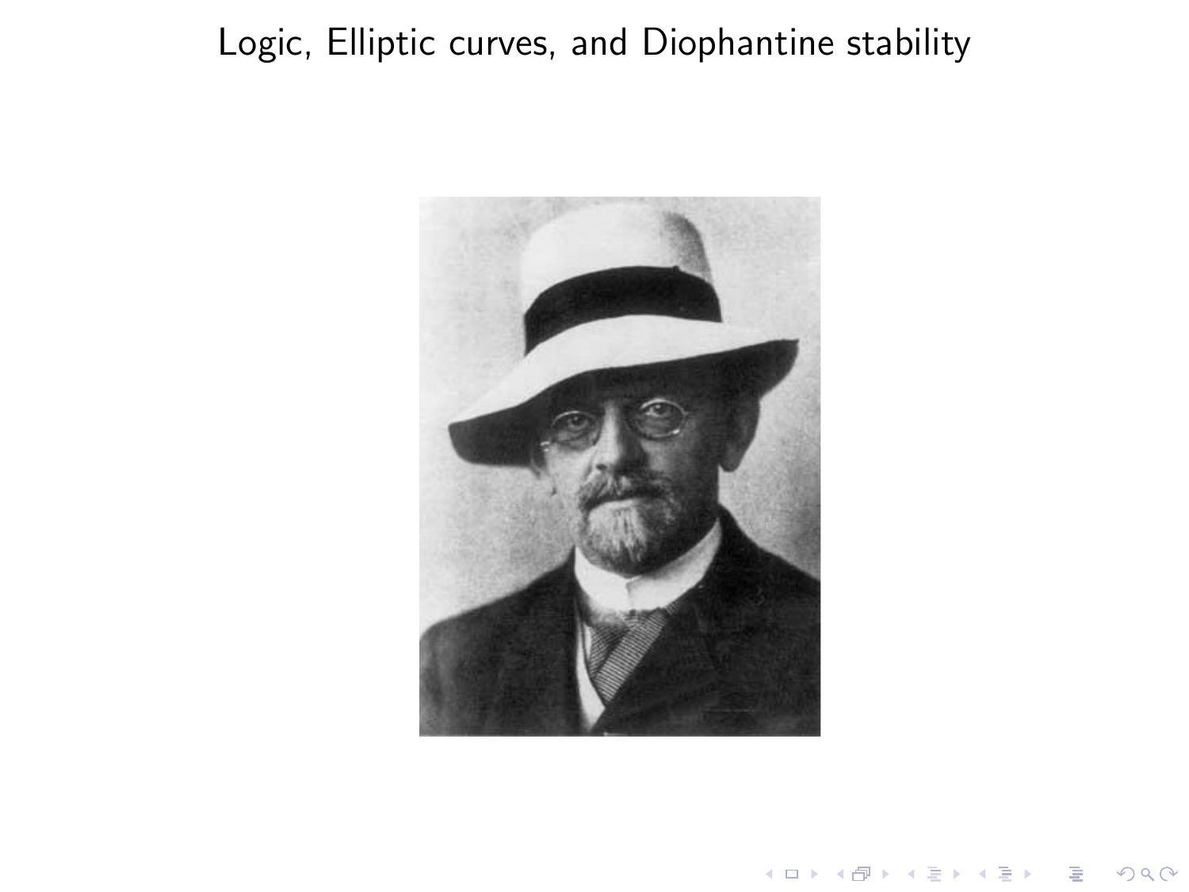# Logic, Elliptic curves, and Diophantine stability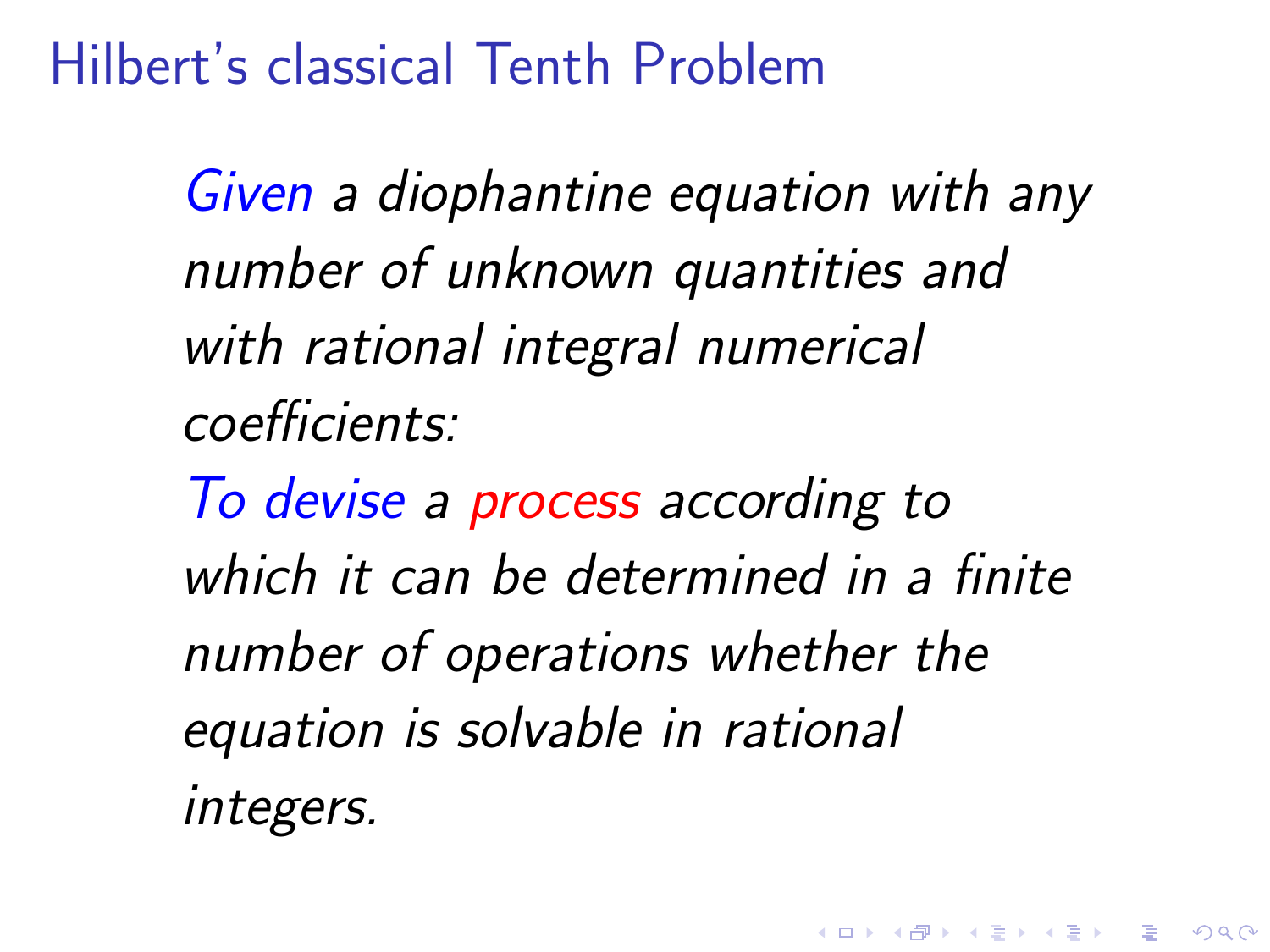# Hilbert's classical Tenth Problem

*Given a diophantine equation with any number of unknown quantities and with rational integral numerical coefficients:*
*To devise a process according to which it can be determined in a finite number of operations whether the equation is solvable in rational integers.*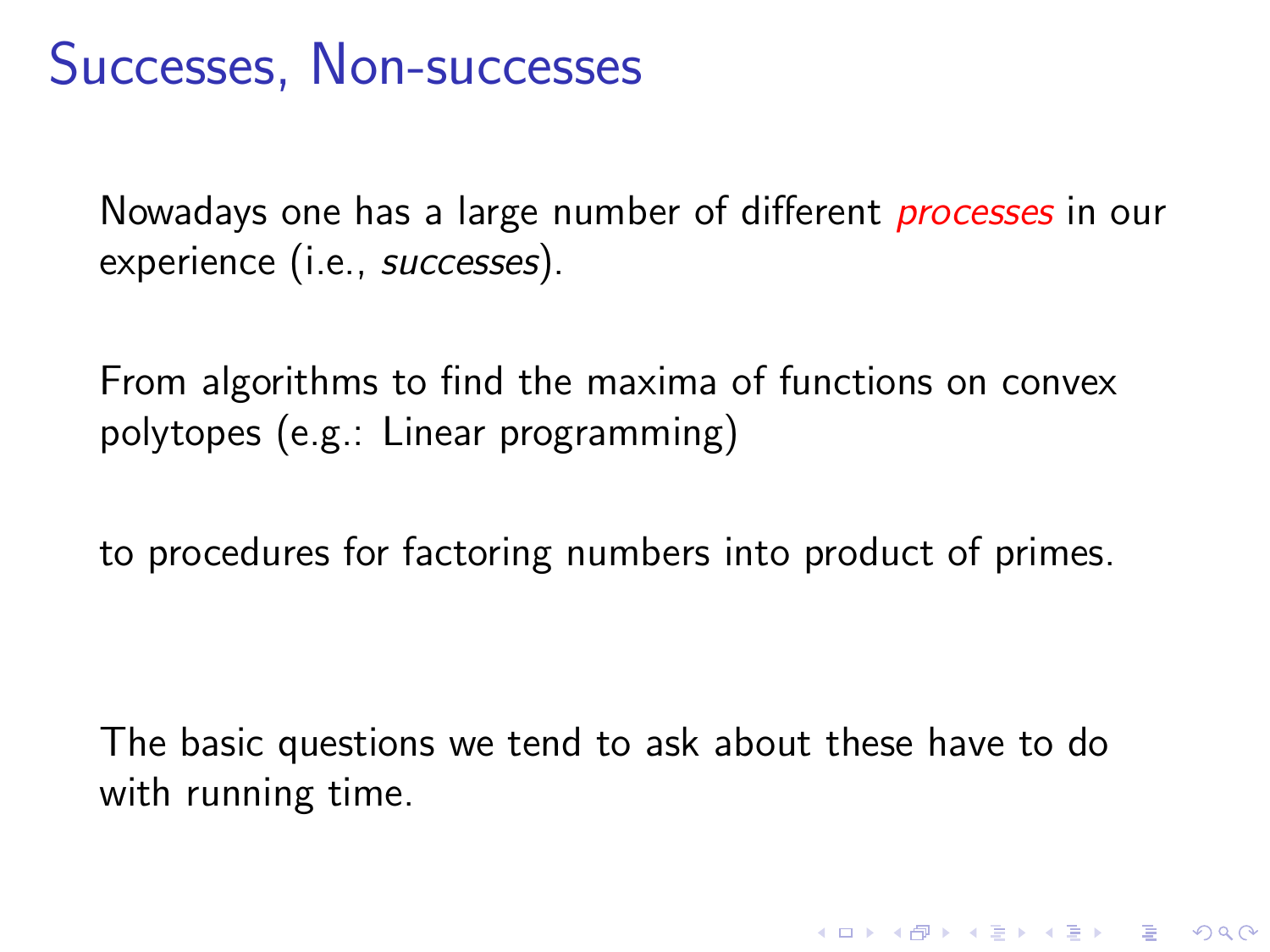# Successes, Non-successes

Nowadays one has a large number of different *processes* in our experience (i.e., *successes*).

From algorithms to find the maxima of functions on convex polytopes (e.g.: Linear programming)

to procedures for factoring numbers into product of primes.

The basic questions we tend to ask about these have to do with running time.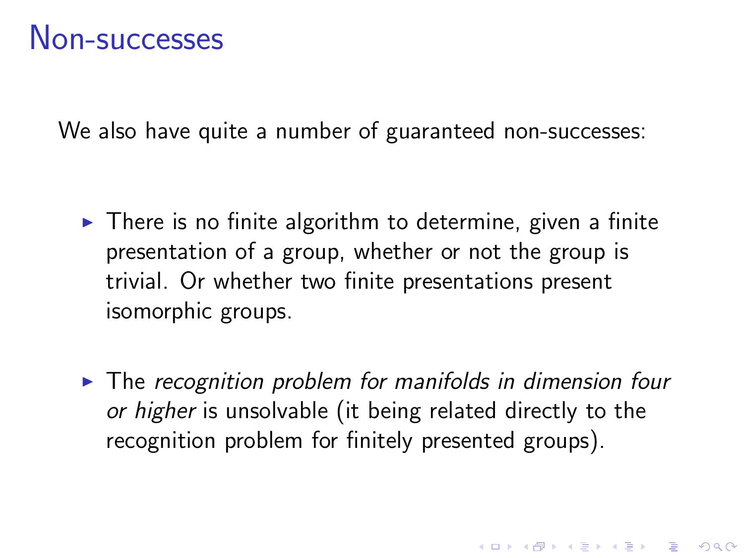# Non-successes

We also have quite a number of guaranteed non-successes:

- There is no finite algorithm to determine, given a finite presentation of a group, whether or not the group is trivial. Or whether two finite presentations present isomorphic groups.
- The *recognition problem for manifolds in dimension four or higher* is unsolvable (it being related directly to the recognition problem for finitely presented groups).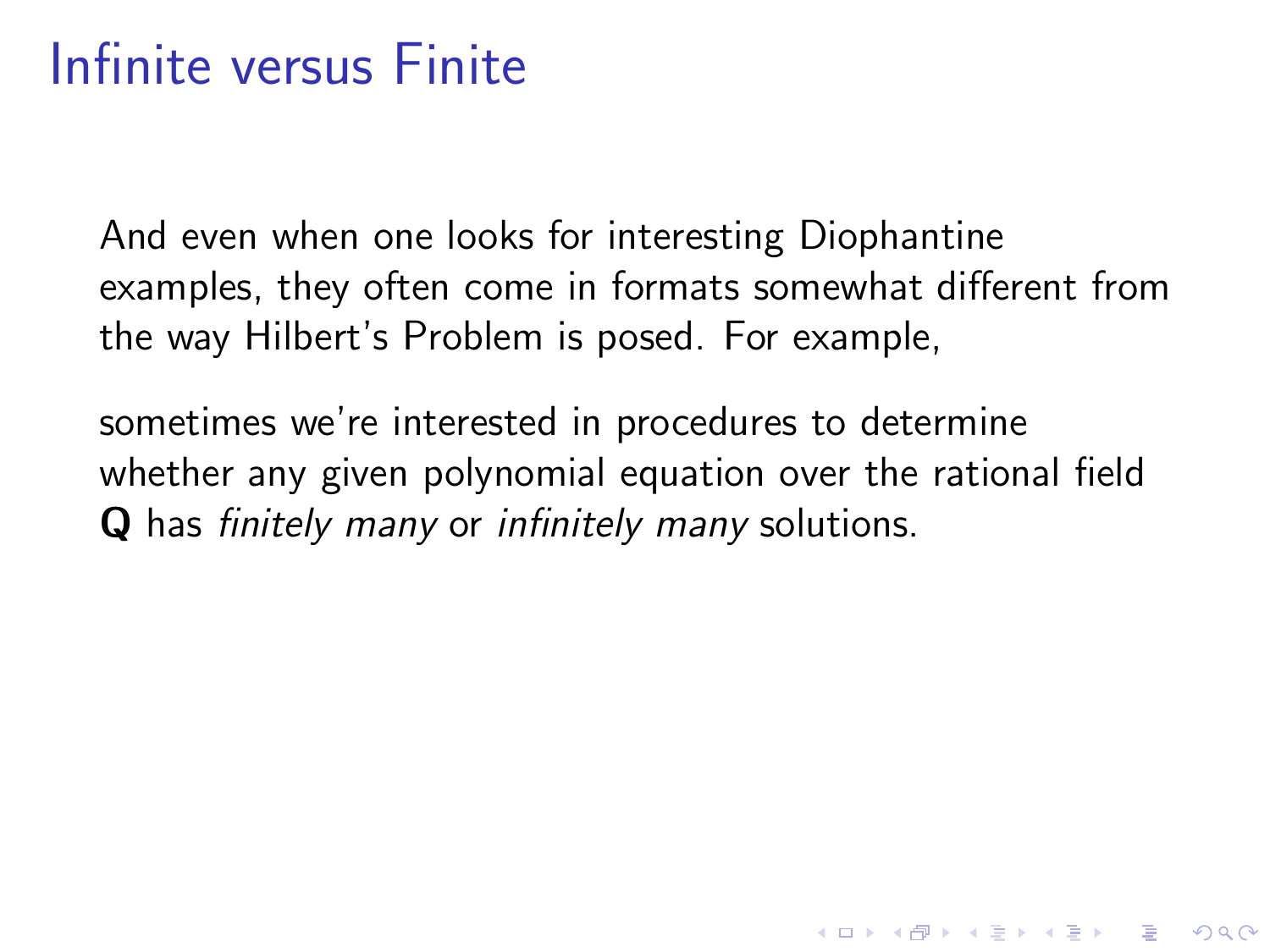# Infinite versus Finite

And even when one looks for interesting Diophantine examples, they often come in formats somewhat different from the way Hilbert's Problem is posed. For example,

sometimes we're interested in procedures to determine whether any given polynomial equation over the rational field **Q** has *finitely many* or *infinitely many* solutions.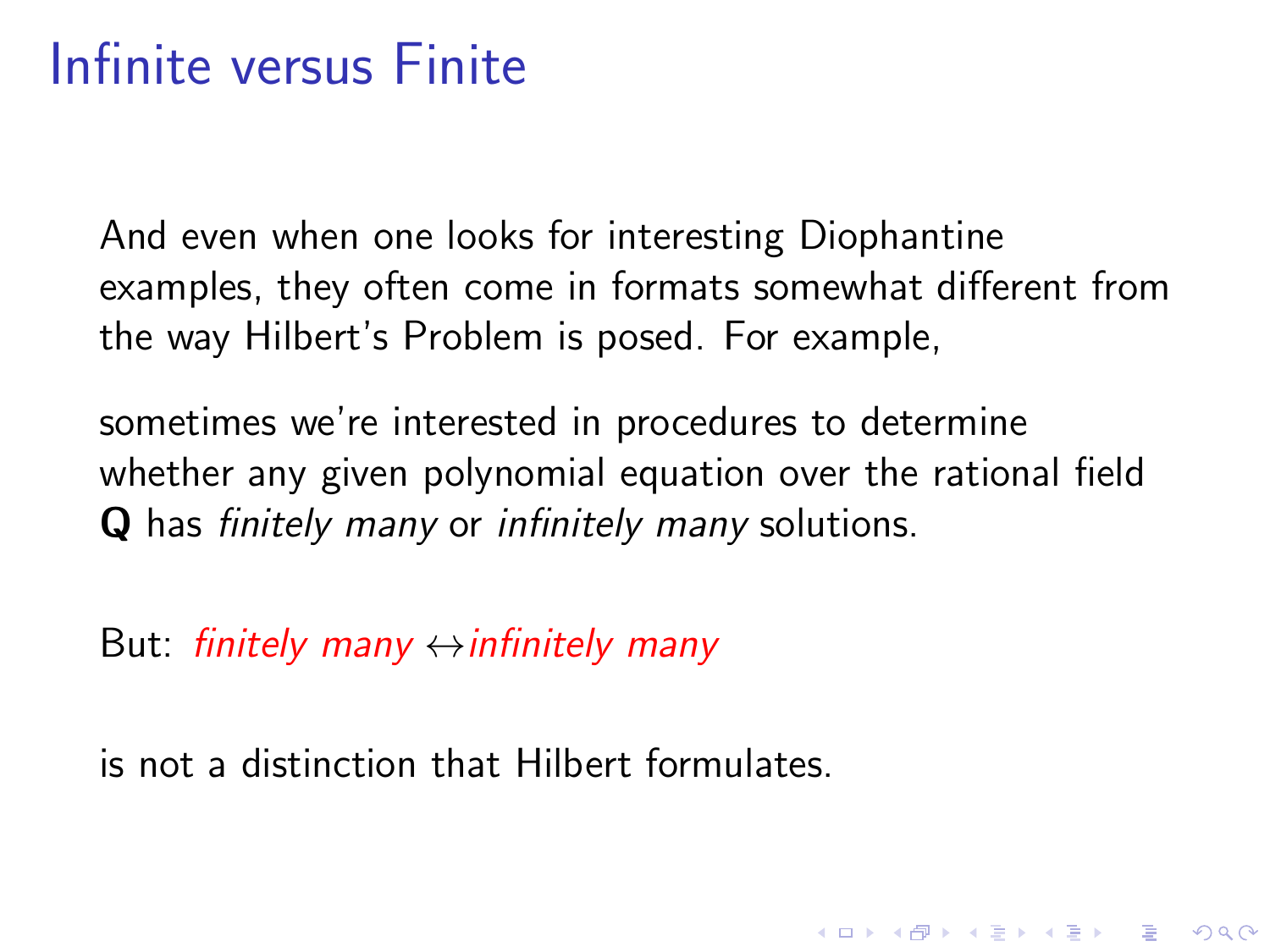# Infinite versus Finite

And even when one looks for interesting Diophantine examples, they often come in formats somewhat different from the way Hilbert's Problem is posed. For example,

sometimes we're interested in procedures to determine whether any given polynomial equation over the rational field **Q** has *finitely many* or *infinitely many* solutions.

But: *finitely many* $\leftrightarrow$ *infinitely many*

is not a distinction that Hilbert formulates.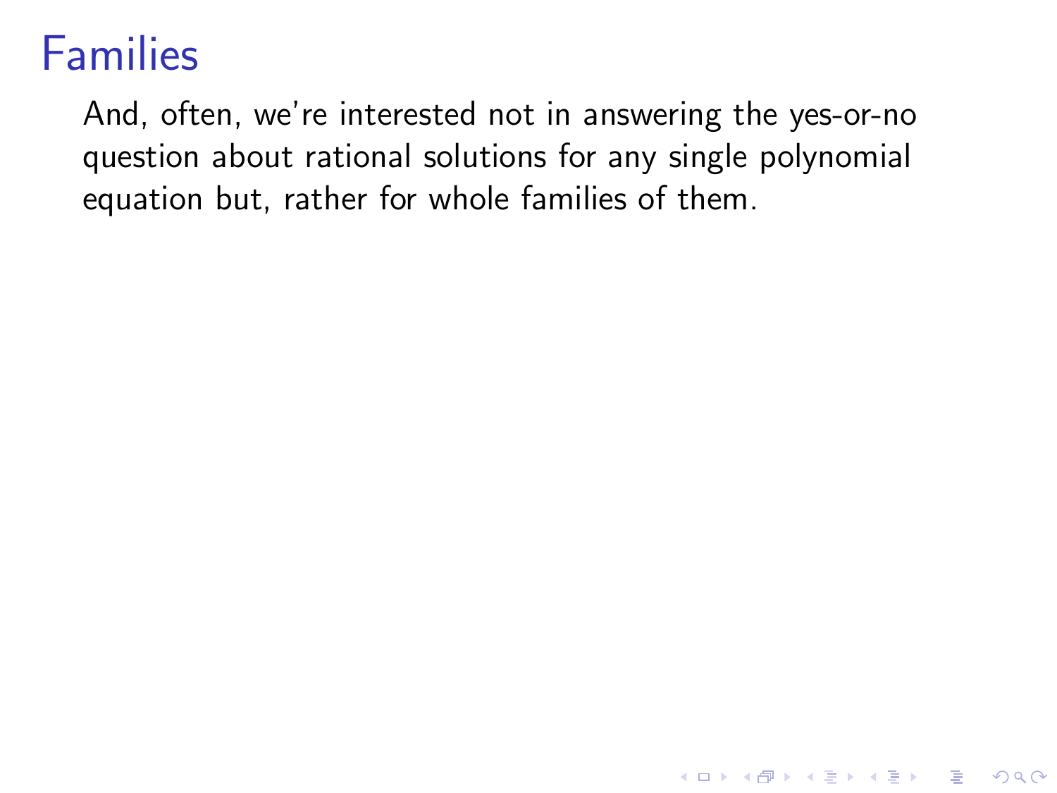# Families

And, often, we're interested not in answering the yes-or-no question about rational solutions for any single polynomial equation but, rather for whole families of them.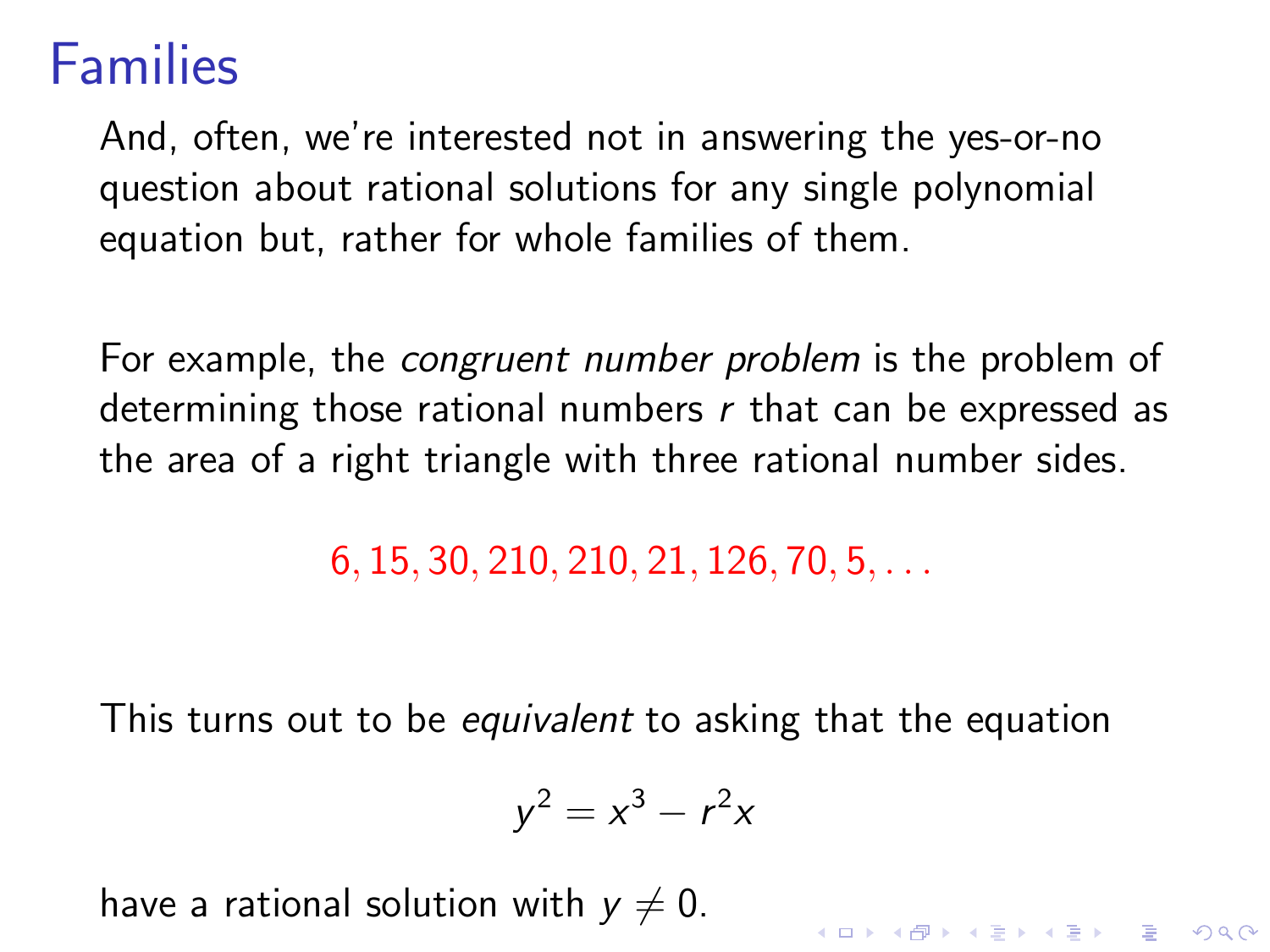# Families

And, often, we're interested not in answering the yes-or-no question about rational solutions for any single polynomial equation but, rather for whole families of them.

For example, the *congruent number problem* is the problem of determining those rational numbers $r$ that can be expressed as the area of a right triangle with three rational number sides.

$$6, 15, 30, 210, 210, 21, 126, 70, 5, \ldots$$

This turns out to be *equivalent* to asking that the equation

$$y^2 = x^3 - r^2x$$

have a rational solution with $y \neq 0$.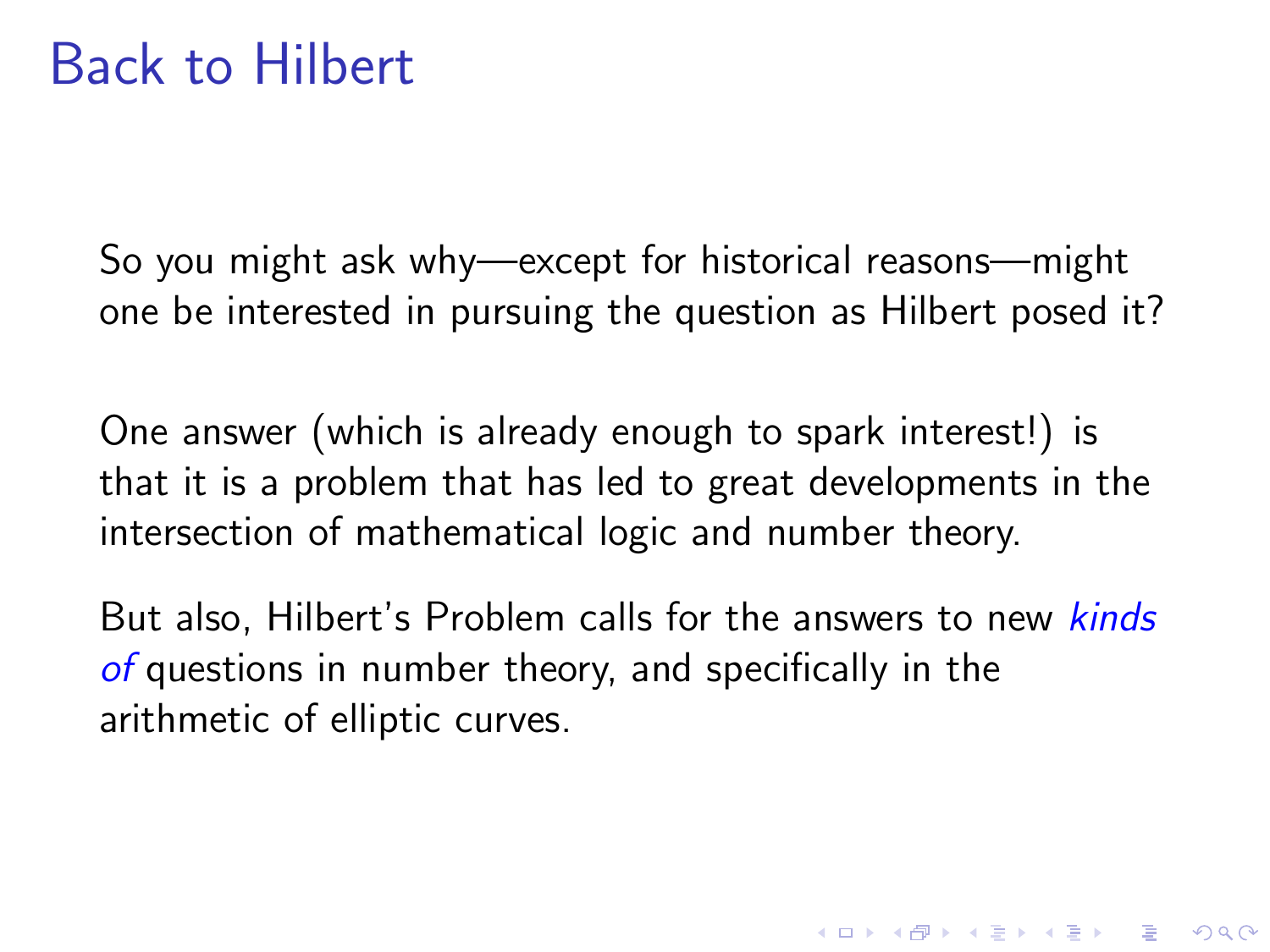# Back to Hilbert

So you might ask why—except for historical reasons—might one be interested in pursuing the question as Hilbert posed it?

One answer (which is already enough to spark interest!) is that it is a problem that has led to great developments in the intersection of mathematical logic and number theory.

But also, Hilbert's Problem calls for the answers to new *kinds of* questions in number theory, and specifically in the arithmetic of elliptic curves.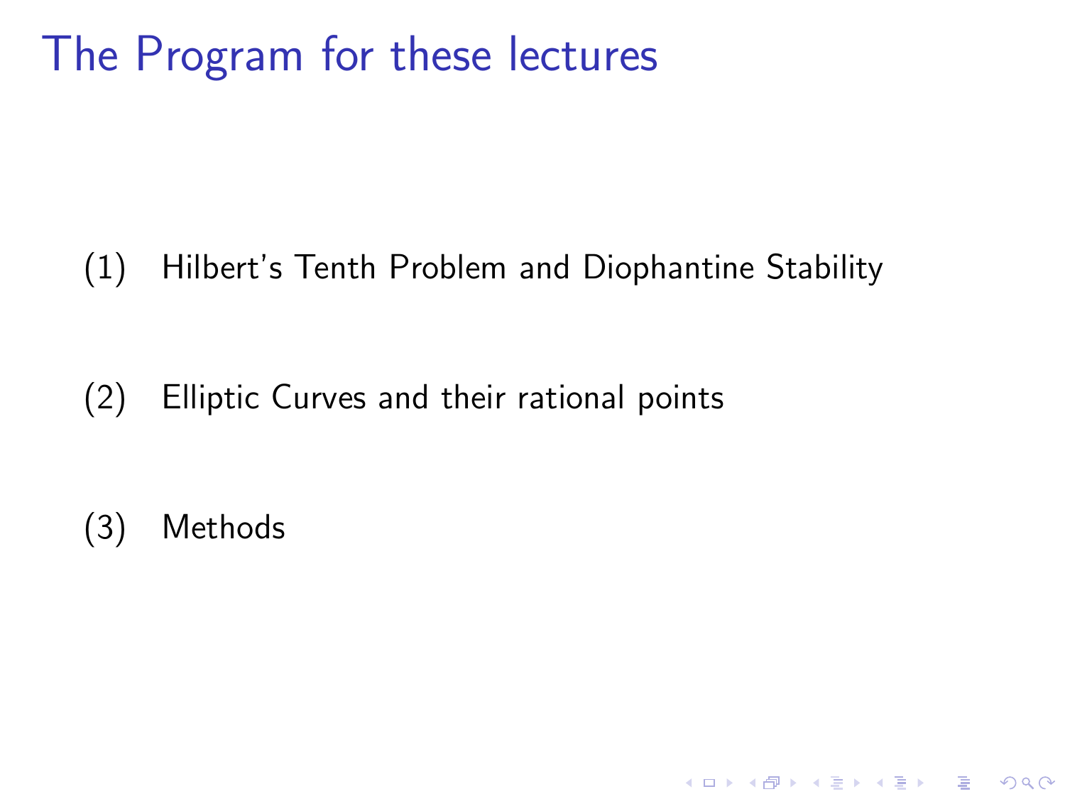# The Program for these lectures

(1) Hilbert's Tenth Problem and Diophantine Stability

(2) Elliptic Curves and their rational points

(3) Methods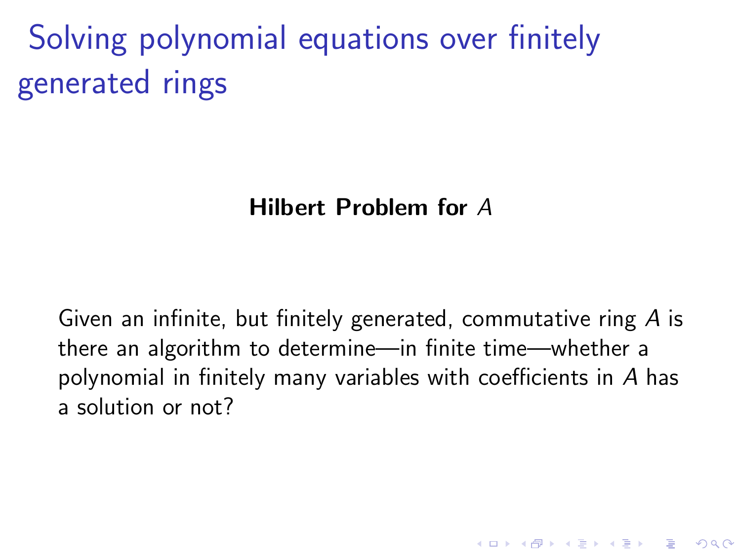# Solving polynomial equations over finitely generated rings

**Hilbert Problem for $A$**

Given an infinite, but finitely generated, commutative ring $A$ is there an algorithm to determine—in finite time—whether a polynomial in finitely many variables with coefficients in $A$ has a solution or not?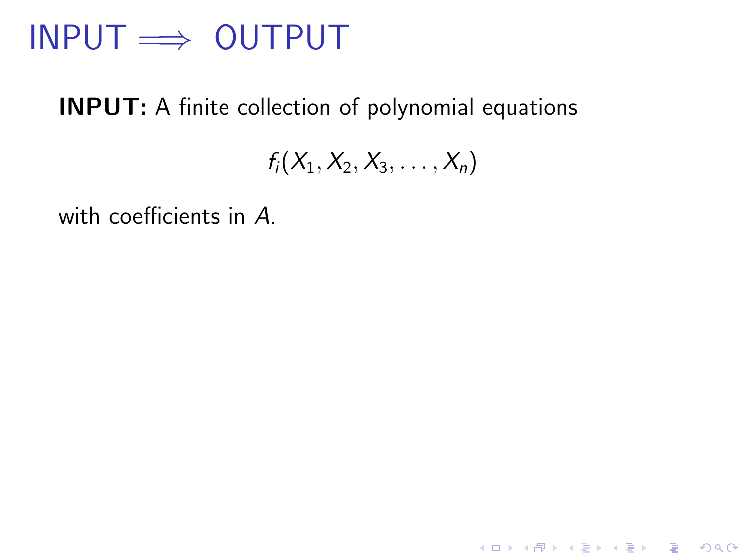# INPUT $\Longrightarrow$ OUTPUT

**INPUT:** A finite collection of polynomial equations

$$f_i(X_1, X_2, X_3, \ldots, X_n)$$

with coefficients in $A$.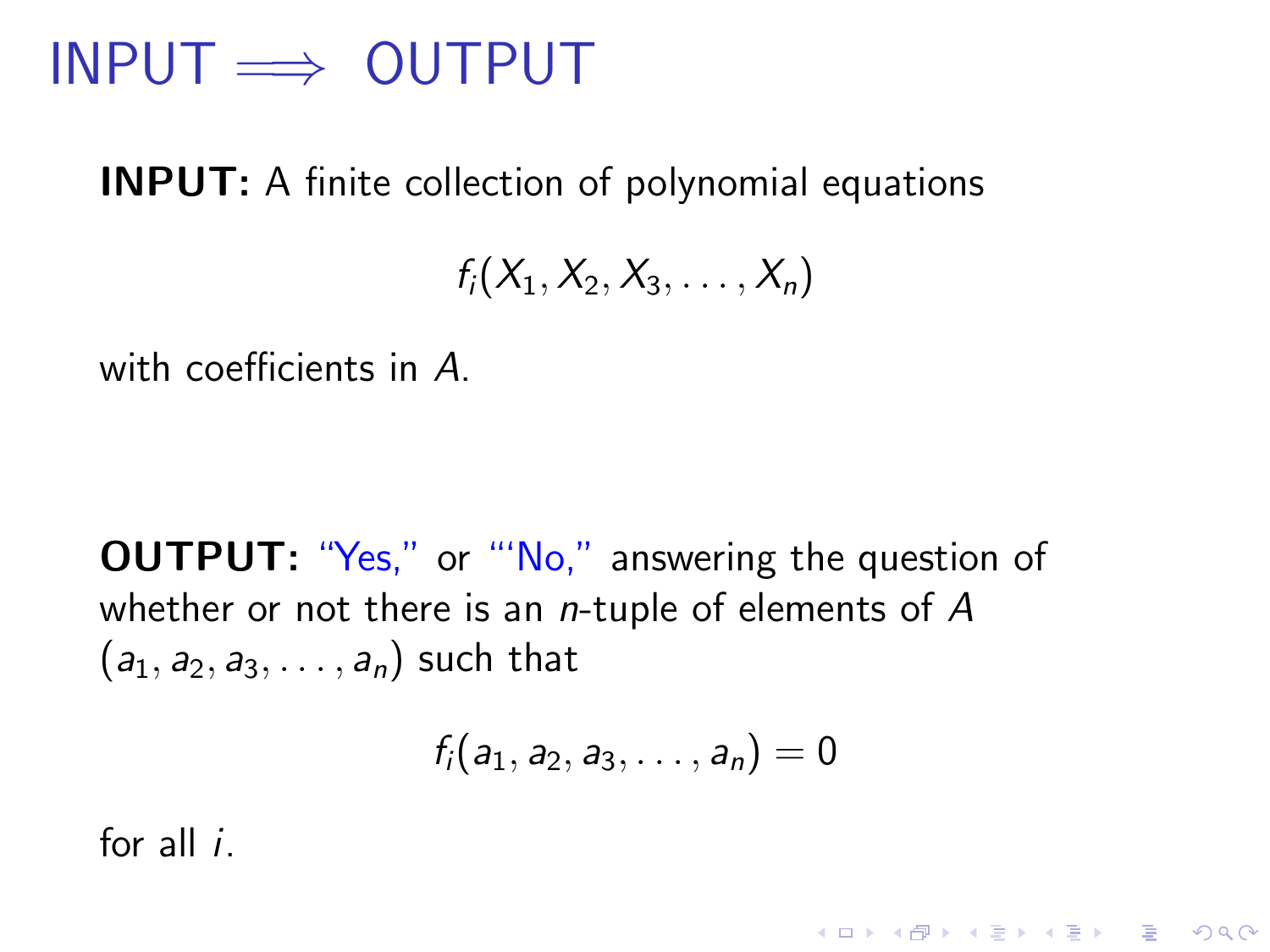# INPUT $\Longrightarrow$ OUTPUT

**INPUT:** A finite collection of polynomial equations

$$f_i(X_1, X_2, X_3, \ldots, X_n)$$

with coefficients in $A$.

**OUTPUT:** "Yes," or "'No," answering the question of whether or not there is an $n$-tuple of elements of $A$ $(a_1, a_2, a_3, \ldots, a_n)$ such that

$$f_i(a_1, a_2, a_3, \ldots, a_n) = 0$$

for all $i$.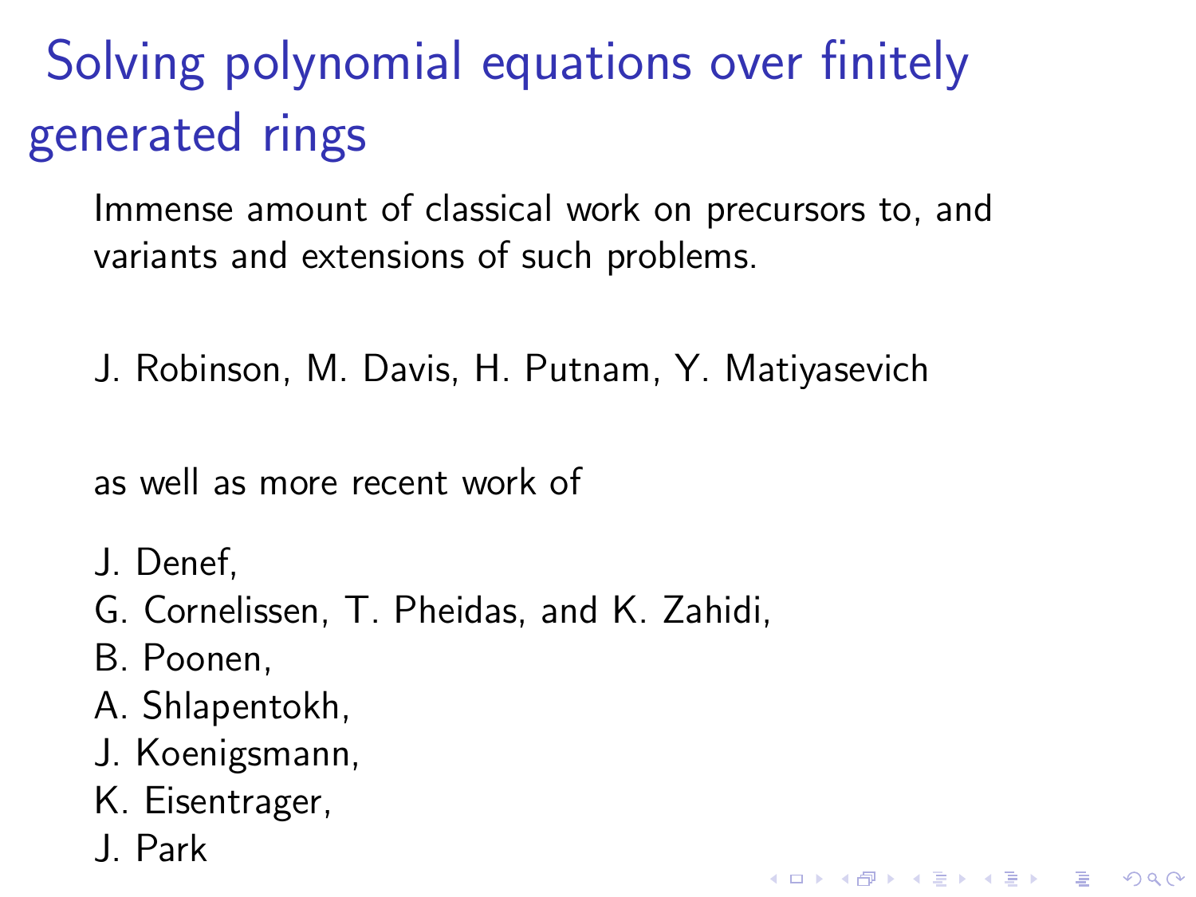# Solving polynomial equations over finitely generated rings

Immense amount of classical work on precursors to, and variants and extensions of such problems.

J. Robinson, M. Davis, H. Putnam, Y. Matiyasevich

as well as more recent work of

J. Denef,
G. Cornelissen, T. Pheidas, and K. Zahidi,
B. Poonen,
A. Shlapentokh,
J. Koenigsmann,
K. Eisentrager,
J. Park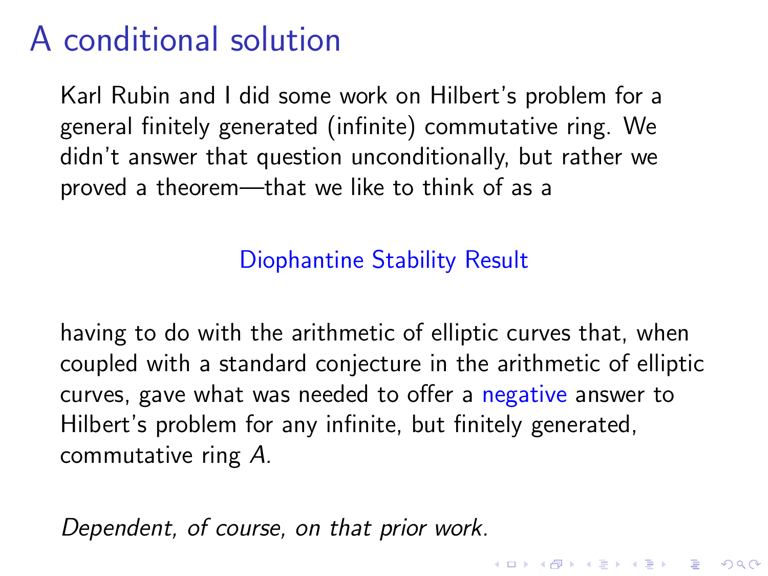# A conditional solution

Karl Rubin and I did some work on Hilbert's problem for a general finitely generated (infinite) commutative ring. We didn't answer that question unconditionally, but rather we proved a theorem—that we like to think of as a

Diophantine Stability Result

having to do with the arithmetic of elliptic curves that, when coupled with a standard conjecture in the arithmetic of elliptic curves, gave what was needed to offer a negative answer to Hilbert's problem for any infinite, but finitely generated, commutative ring $A$.

*Dependent, of course, on that prior work.*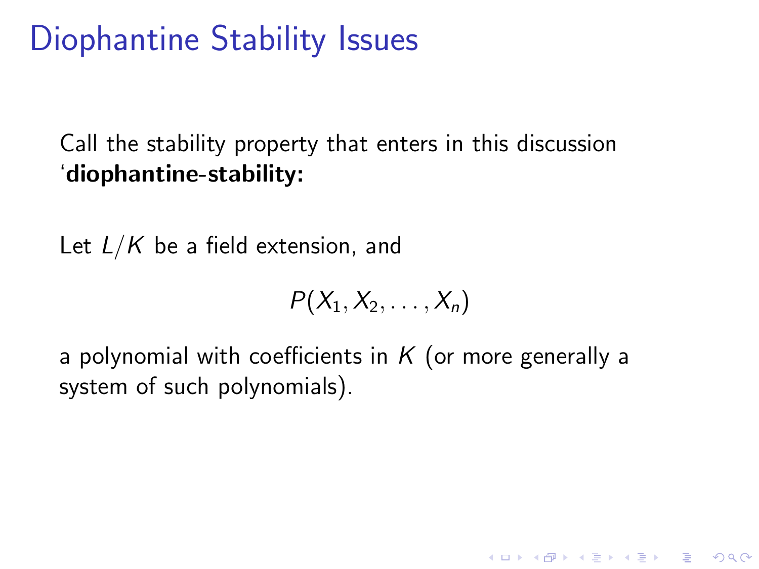# Diophantine Stability Issues

Call the stability property that enters in this discussion ‘**diophantine-stability:**

Let $L/K$ be a field extension, and

$$P(X_1, X_2, \ldots, X_n)$$

a polynomial with coefficients in $K$ (or more generally a system of such polynomials).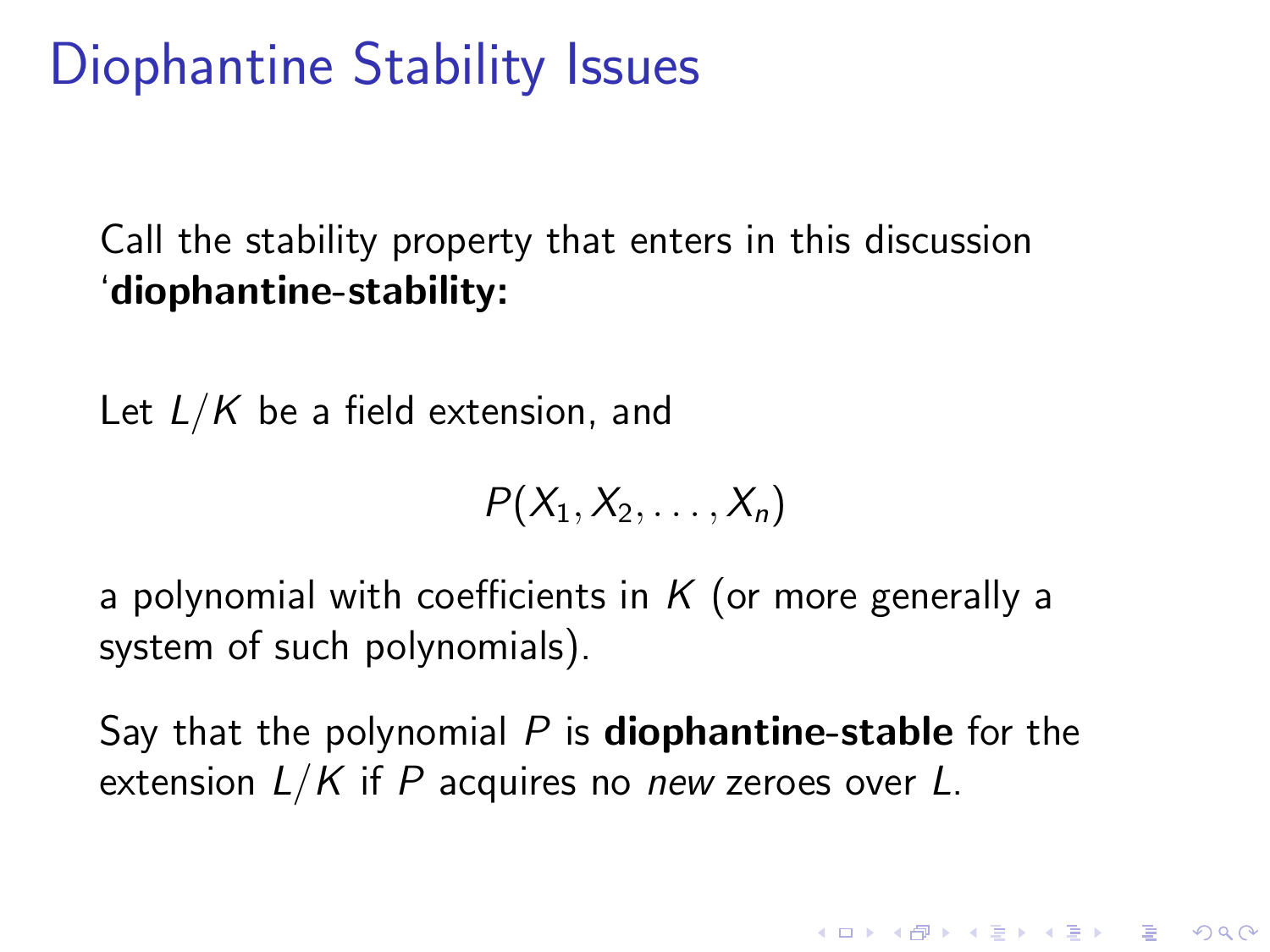# Diophantine Stability Issues

Call the stability property that enters in this discussion '**diophantine-stability:**

Let $L/K$ be a field extension, and

$$P(X_1, X_2, \ldots, X_n)$$

a polynomial with coefficients in $K$ (or more generally a system of such polynomials).

Say that the polynomial $P$ is **diophantine-stable** for the extension $L/K$ if $P$ acquires no *new* zeroes over $L$.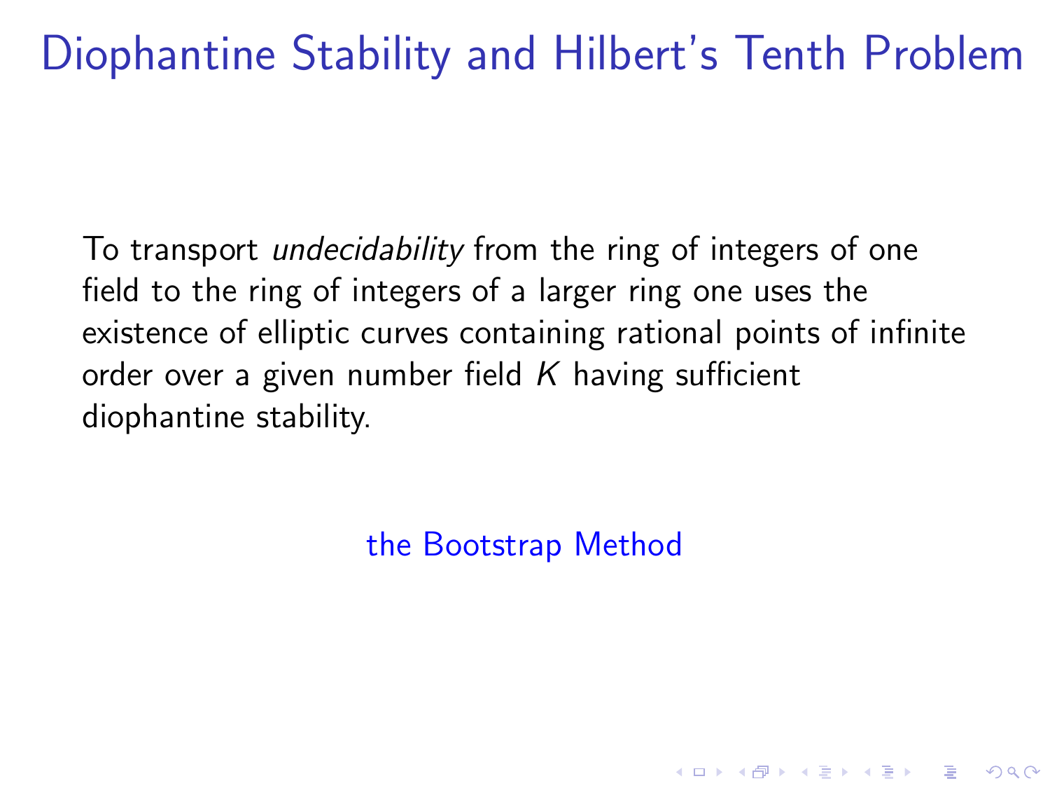# Diophantine Stability and Hilbert's Tenth Problem

To transport *undecidability* from the ring of integers of one field to the ring of integers of a larger ring one uses the existence of elliptic curves containing rational points of infinite order over a given number field $K$ having sufficient diophantine stability.

the Bootstrap Method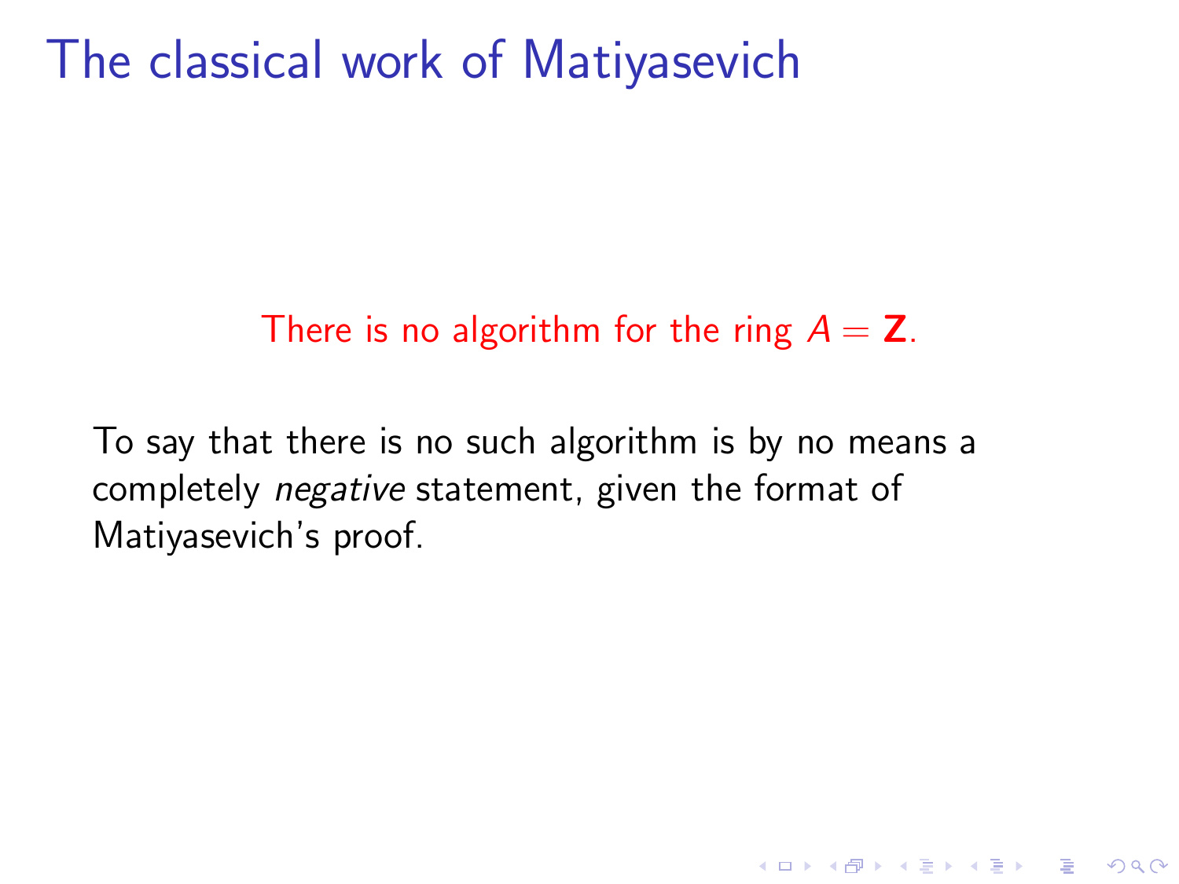# The classical work of Matiyasevich

There is no algorithm for the ring $A = \mathbf{Z}$.

To say that there is no such algorithm is by no means a completely *negative* statement, given the format of Matiyasevich's proof.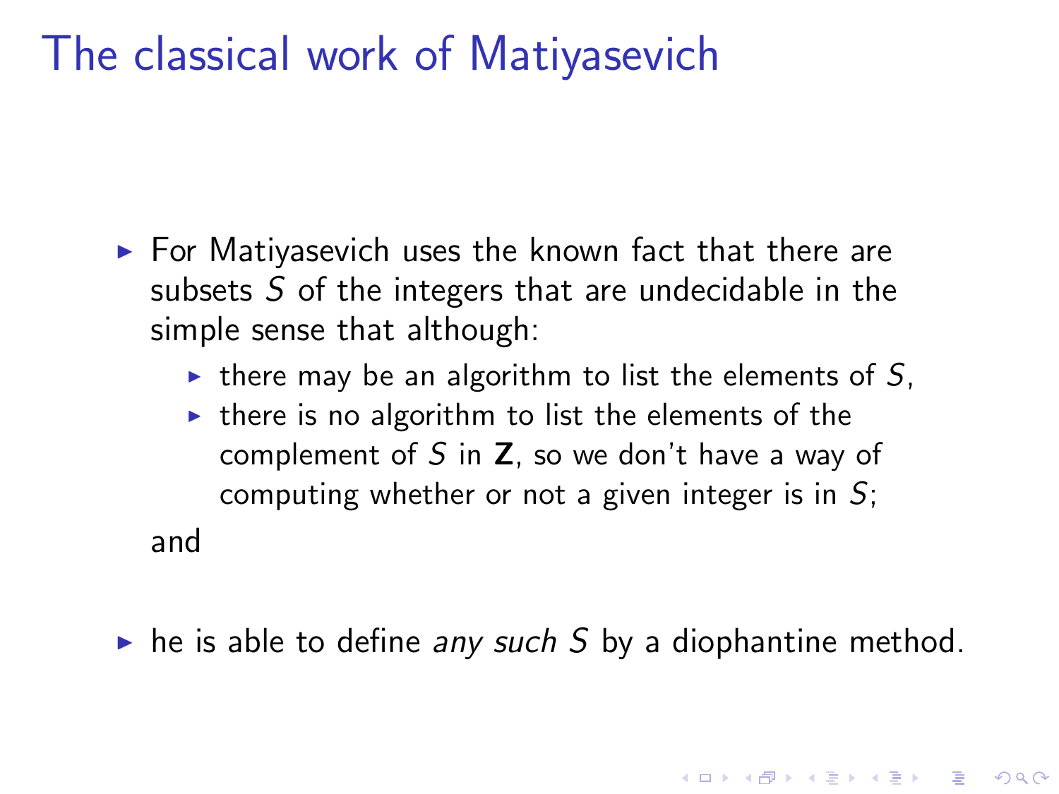# The classical work of Matiyasevich

- For Matiyasevich uses the known fact that there are subsets $S$ of the integers that are undecidable in the simple sense that although:
  - there may be an algorithm to list the elements of $S$,
  - there is no algorithm to list the elements of the complement of $S$ in $\mathbf{Z}$, so we don't have a way of computing whether or not a given integer is in $S$;

  and

- he is able to define *any such* $S$ by a diophantine method.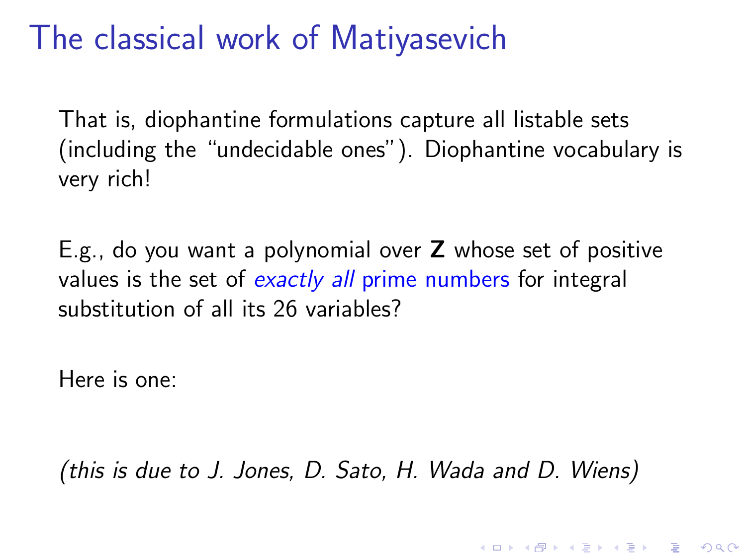# The classical work of Matiyasevich

That is, diophantine formulations capture all listable sets (including the "undecidable ones"). Diophantine vocabulary is very rich!

E.g., do you want a polynomial over **Z** whose set of positive values is the set of *exactly all* prime numbers for integral substitution of all its 26 variables?

Here is one:

*(this is due to J. Jones, D. Sato, H. Wada and D. Wiens)*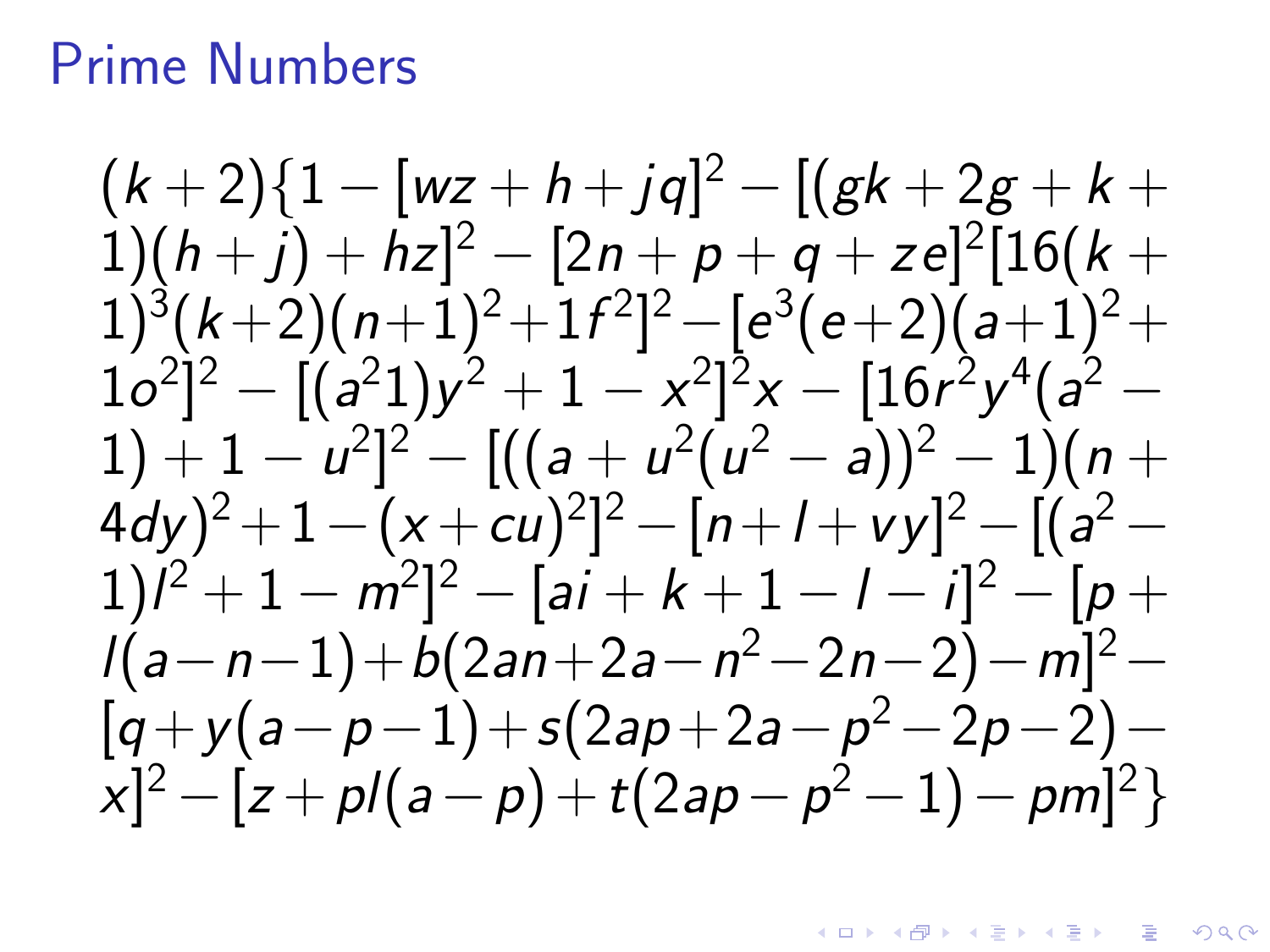# Prime Numbers

$$(k+2)\{1-[wz+h+jq]^2-[(gk+2g+k+1)(h+j)+hz]^2-[2n+p+q+ze]^2[16(k+1)^3(k+2)(n+1)^2+1f^2]^2-[e^3(e+2)(a+1)^2+1o^2]^2-[(a^21)y^2+1-x^2]^2x-[16r^2y^4(a^2-1)+1-u^2]^2-[((a+u^2(u^2-a))^2-1)(n+4dy)^2+1-(x+cu)^2]^2-[n+l+vy]^2-[(a^2-1)l^2+1-m^2]^2-[ai+k+1-l-i]^2-[p+l(a-n-1)+b(2an+2a-n^2-2n-2)-m]^2-[q+y(a-p-1)+s(2ap+2a-p^2-2p-2)-x]^2-[z+pl(a-p)+t(2ap-p^2-1)-pm]^2\}$$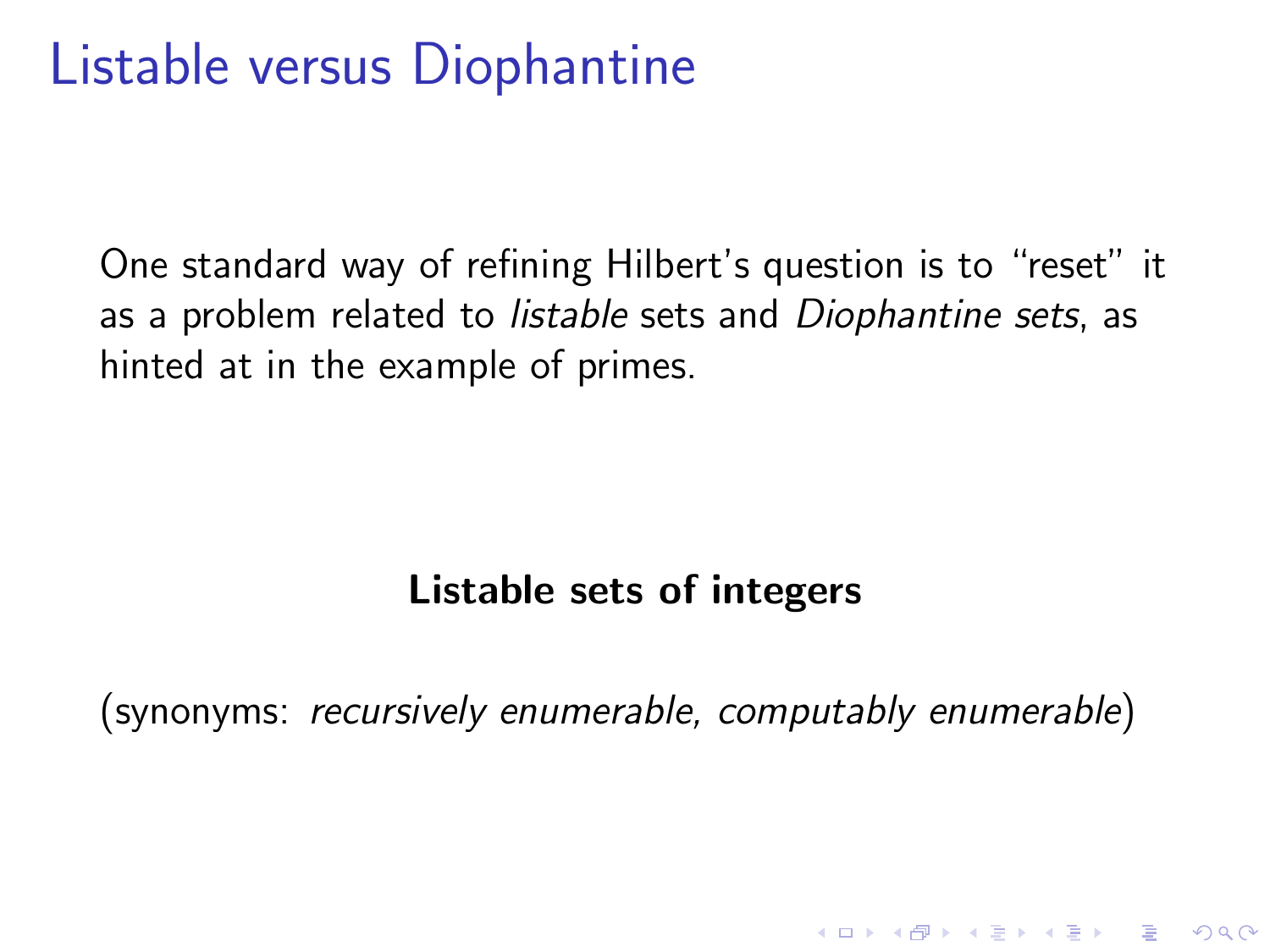# Listable versus Diophantine

One standard way of refining Hilbert's question is to "reset" it as a problem related to *listable* sets and *Diophantine sets*, as hinted at in the example of primes.

**Listable sets of integers**

(synonyms: *recursively enumerable, computably enumerable*)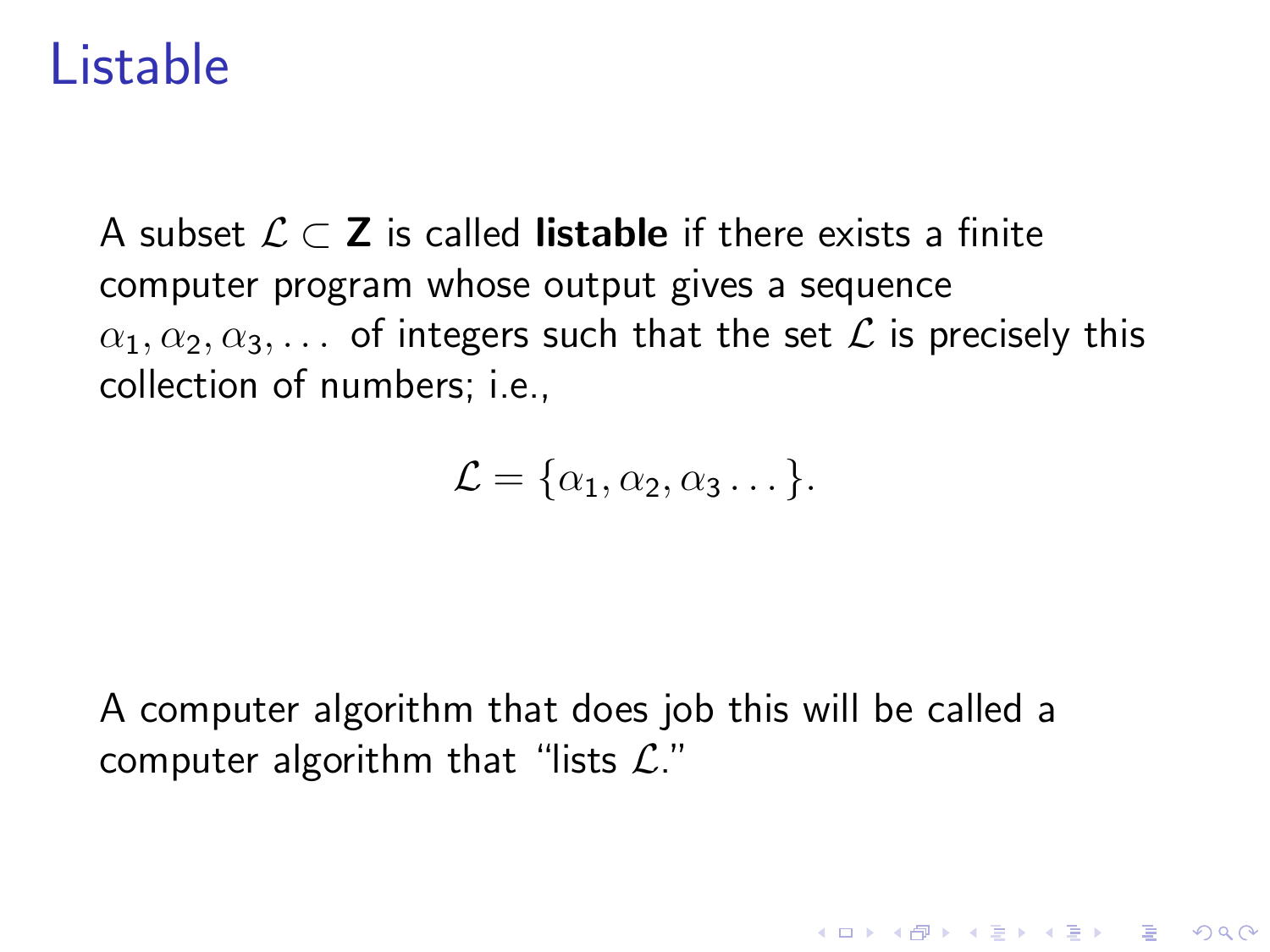# Listable

A subset $\mathcal{L} \subset \mathbf{Z}$ is called **listable** if there exists a finite computer program whose output gives a sequence $\alpha_1, \alpha_2, \alpha_3, \ldots$ of integers such that the set $\mathcal{L}$ is precisely this collection of numbers; i.e.,

$$\mathcal{L} = \{\alpha_1, \alpha_2, \alpha_3 \ldots\}.$$

A computer algorithm that does job this will be called a computer algorithm that "lists $\mathcal{L}$."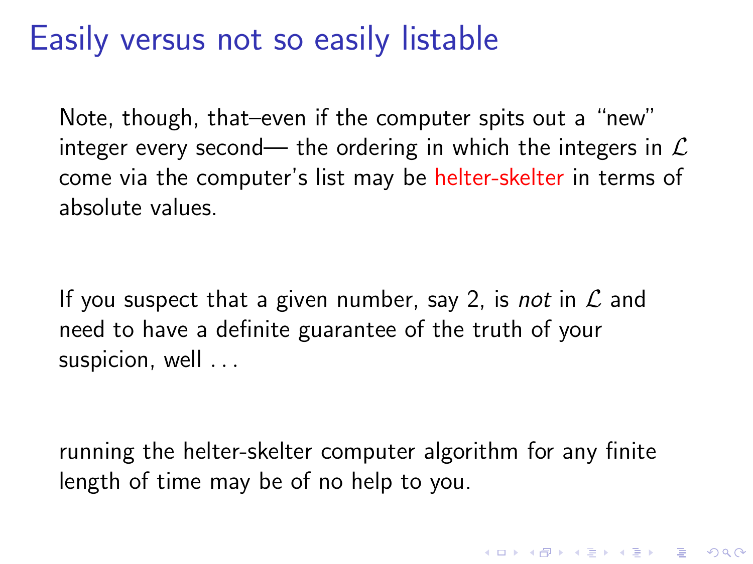# Easily versus not so easily listable

Note, though, that–even if the computer spits out a "new" integer every second— the ordering in which the integers in $\mathcal{L}$ come via the computer's list may be helter-skelter in terms of absolute values.

If you suspect that a given number, say 2, is *not* in $\mathcal{L}$ and need to have a definite guarantee of the truth of your suspicion, well . . .

running the helter-skelter computer algorithm for any finite length of time may be of no help to you.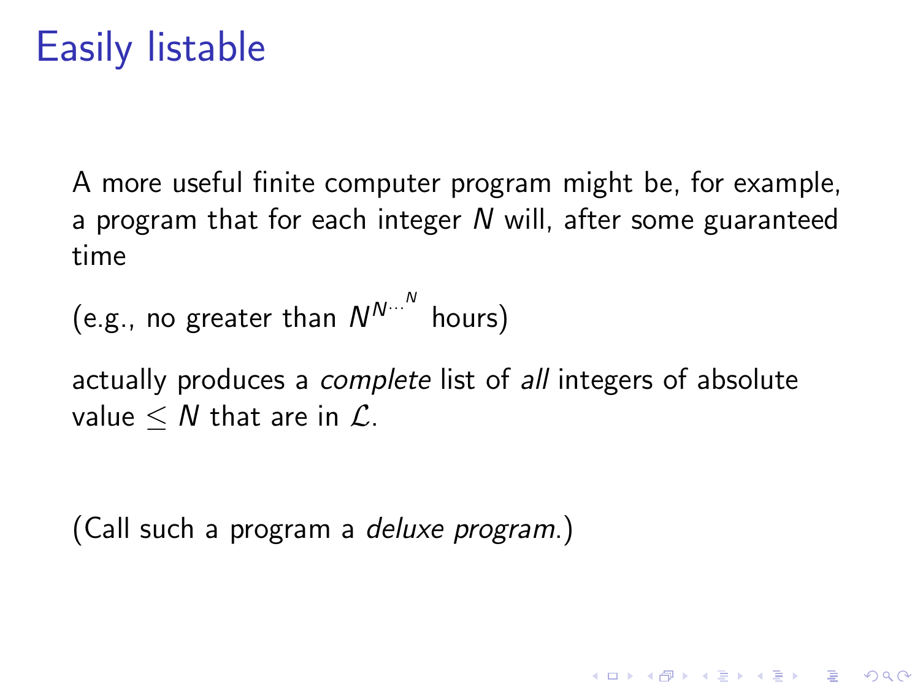# Easily listable

A more useful finite computer program might be, for example, a program that for each integer $N$ will, after some guaranteed time

(e.g., no greater than $N^{N^{\cdots^{N}}}$ hours)

actually produces a *complete* list of *all* integers of absolute value $\leq N$ that are in $\mathcal{L}$.

(Call such a program a *deluxe program*.)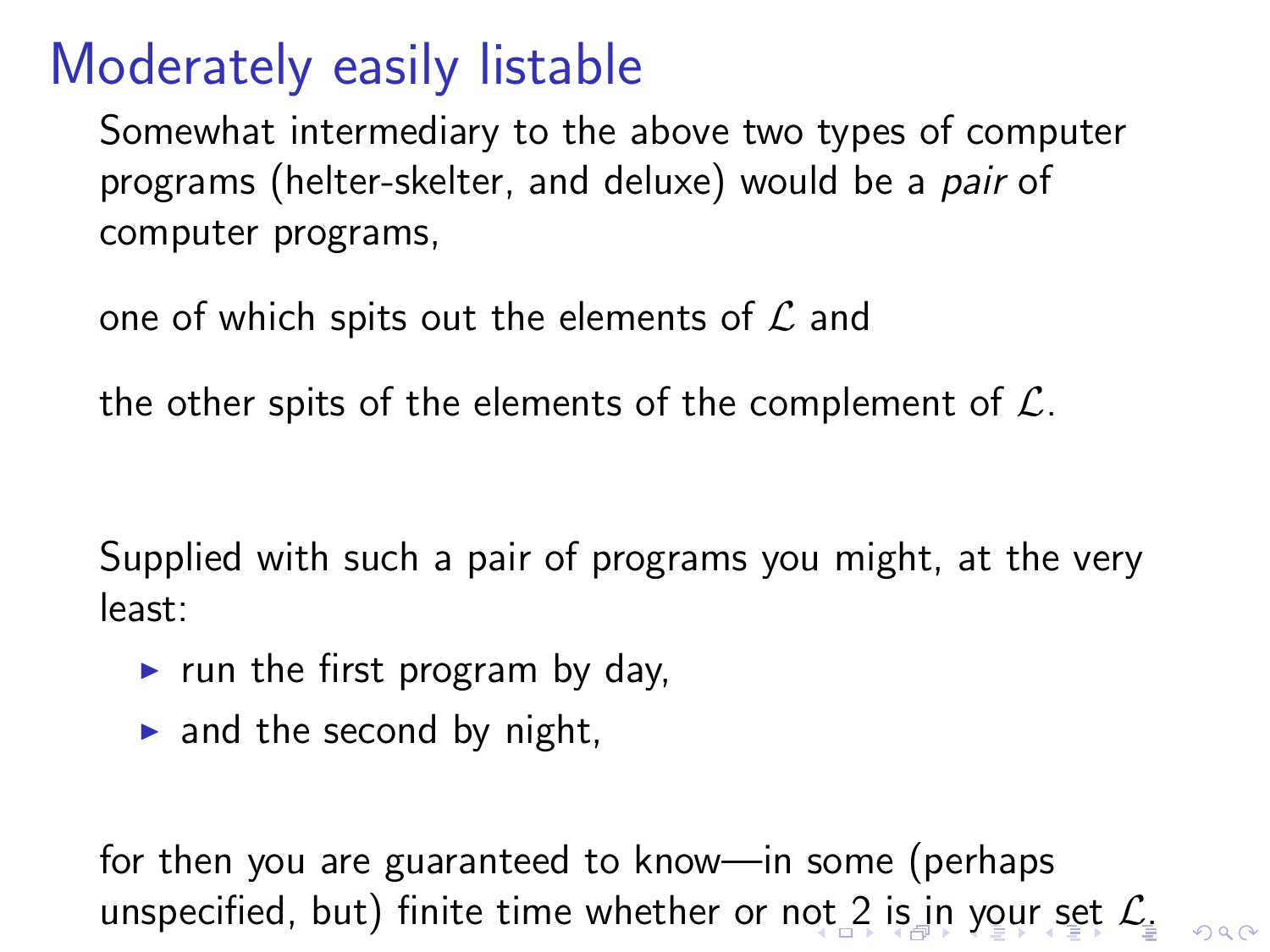# Moderately easily listable

Somewhat intermediary to the above two types of computer programs (helter-skelter, and deluxe) would be a *pair* of computer programs,

one of which spits out the elements of $\mathcal{L}$ and

the other spits of the elements of the complement of $\mathcal{L}$.

Supplied with such a pair of programs you might, at the very least:

- run the first program by day,
- and the second by night,

for then you are guaranteed to know—in some (perhaps unspecified, but) finite time whether or not 2 is in your set $\mathcal{L}$.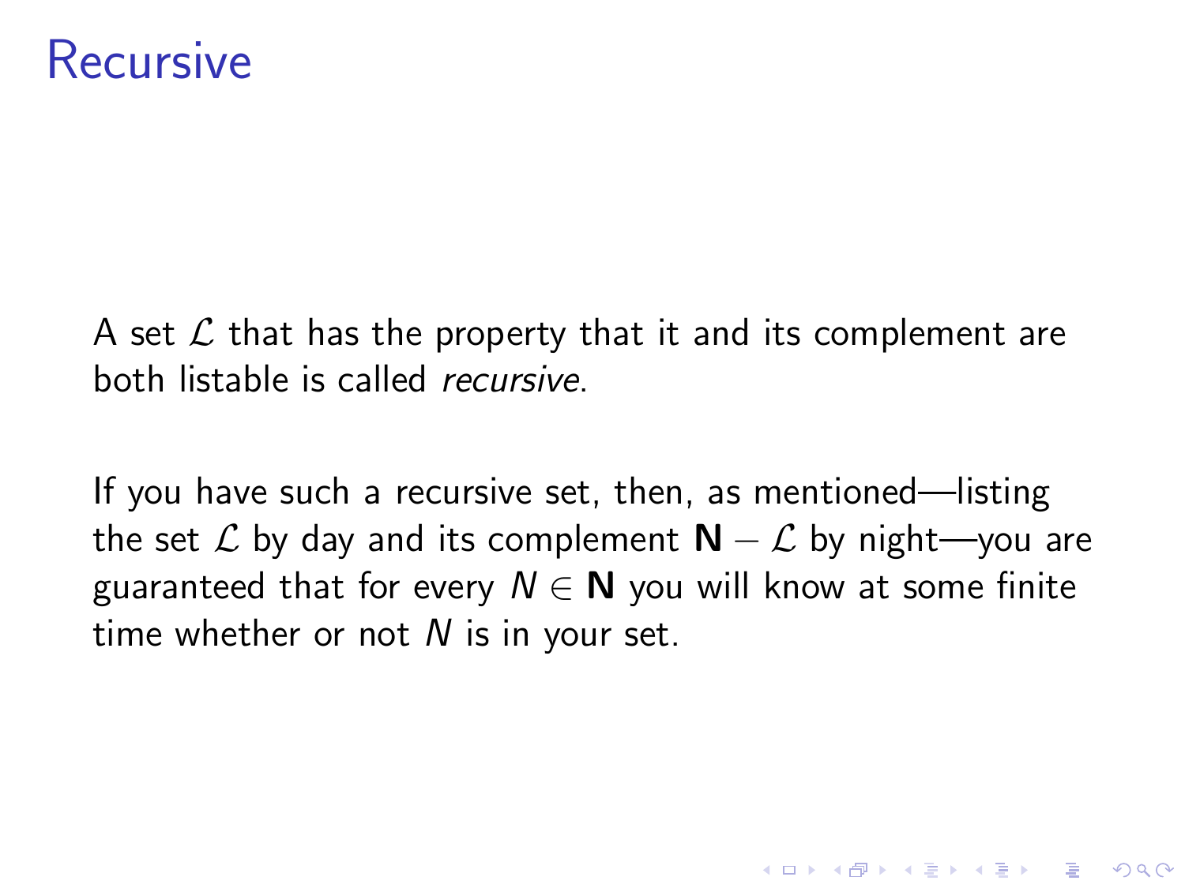# Recursive

A set $\mathcal{L}$ that has the property that it and its complement are both listable is called *recursive*.

If you have such a recursive set, then, as mentioned—listing the set $\mathcal{L}$ by day and its complement $\mathbf{N} - \mathcal{L}$ by night—you are guaranteed that for every $N \in \mathbf{N}$ you will know at some finite time whether or not $N$ is in your set.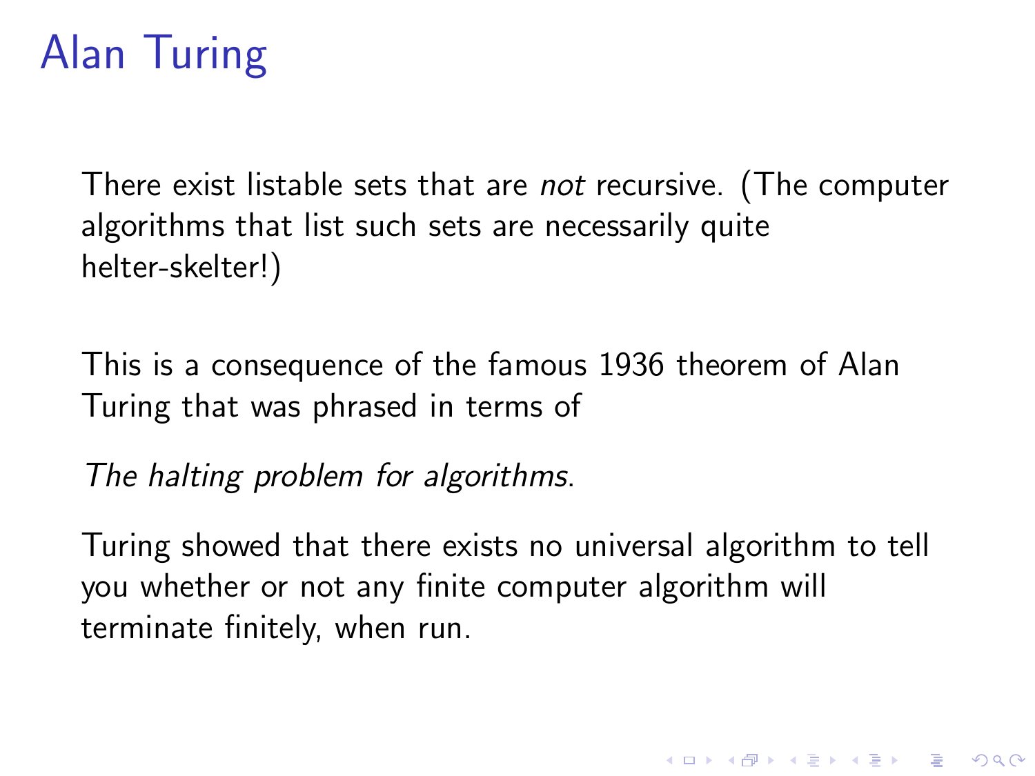# Alan Turing

There exist listable sets that are *not* recursive. (The computer algorithms that list such sets are necessarily quite helter-skelter!)

This is a consequence of the famous 1936 theorem of Alan Turing that was phrased in terms of

*The halting problem for algorithms*.

Turing showed that there exists no universal algorithm to tell you whether or not any finite computer algorithm will terminate finitely, when run.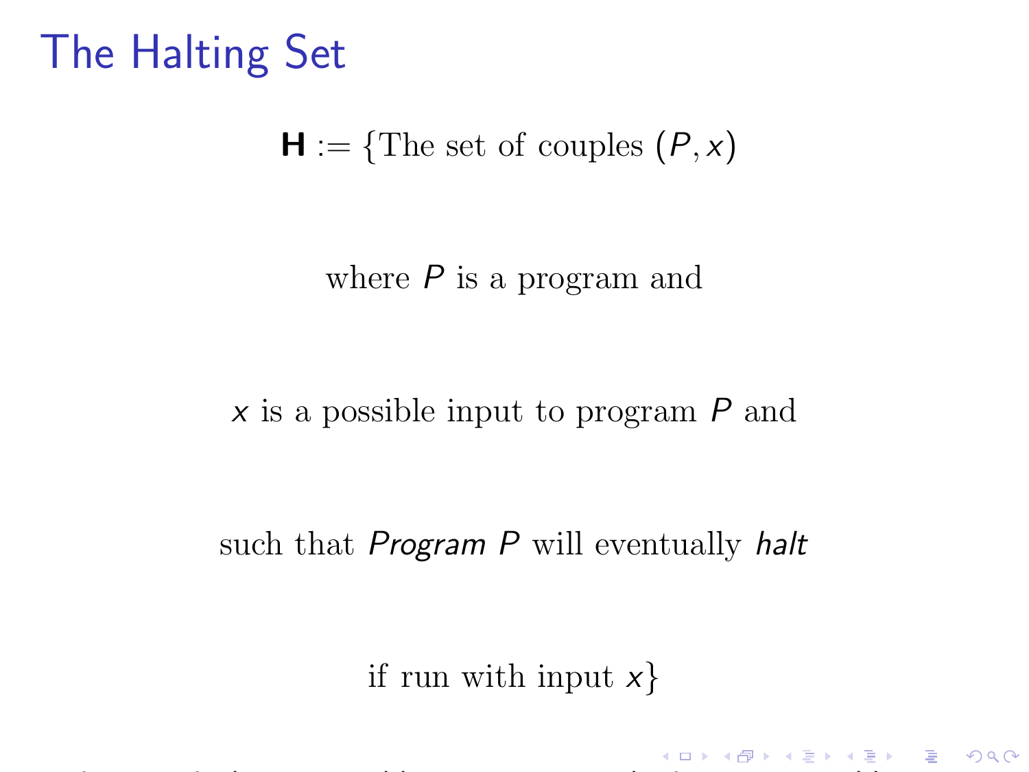# The Halting Set

$\mathbf{H} :=$ {The set of couples $(P, x)$

where $P$ is a program and

$x$ is a possible input to program $P$ and

such that *Program* $P$ will eventually *halt*

if run with input $x$}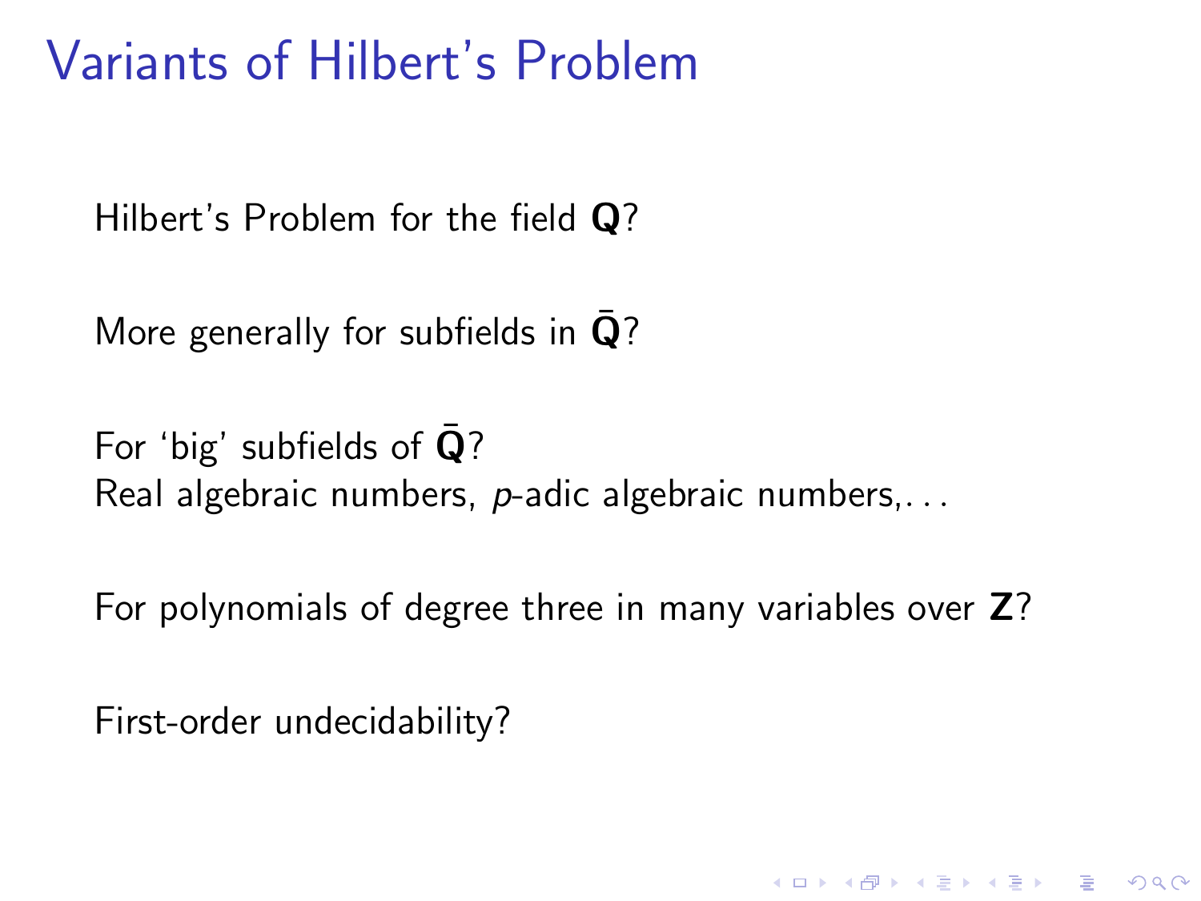# Variants of Hilbert's Problem

Hilbert's Problem for the field $\mathbf{Q}$?

More generally for subfields in $\bar{\mathbf{Q}}$?

For 'big' subfields of $\bar{\mathbf{Q}}$?
Real algebraic numbers, $p$-adic algebraic numbers,. . .

For polynomials of degree three in many variables over $\mathbf{Z}$?

First-order undecidability?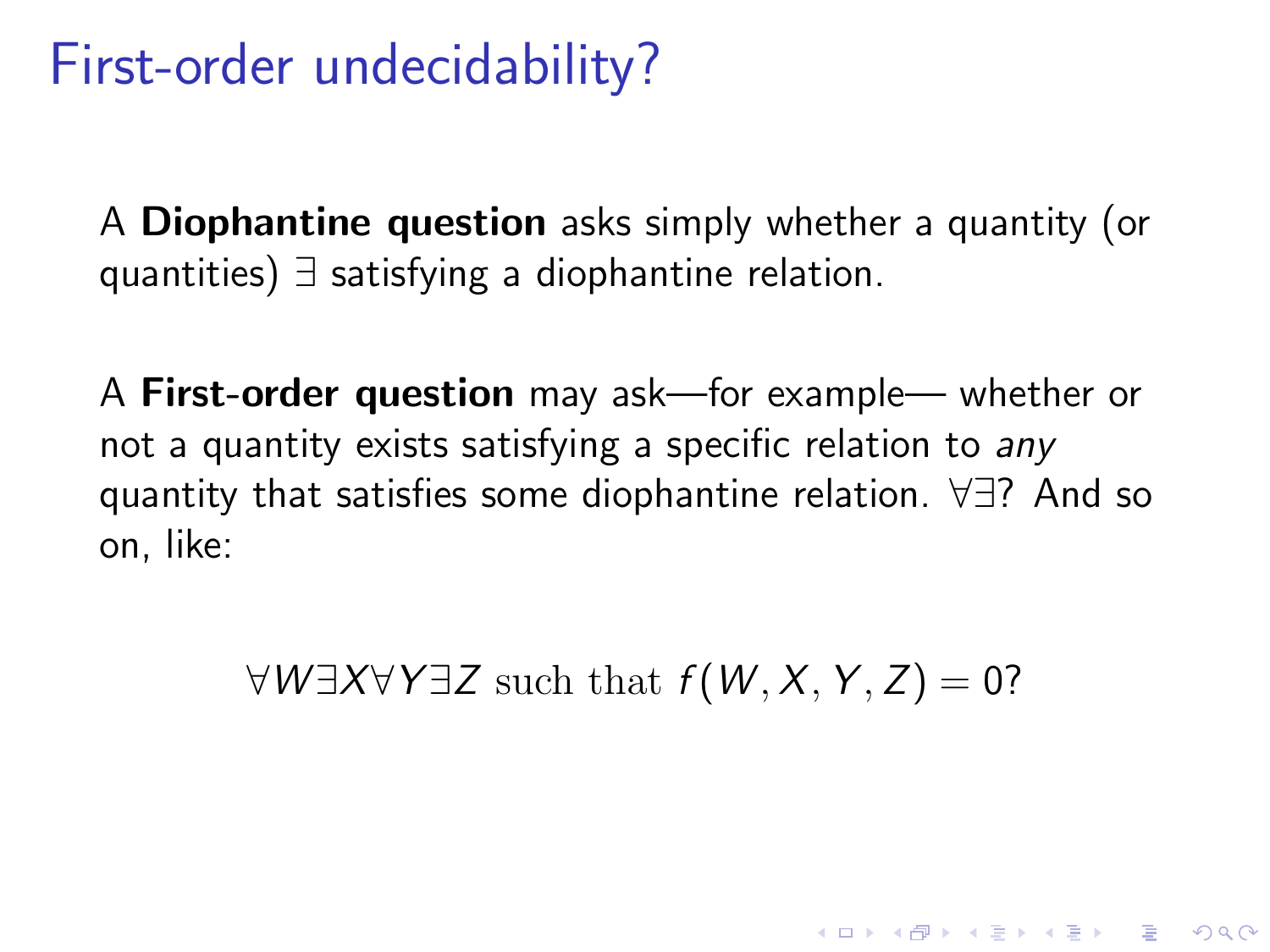# First-order undecidability?

A **Diophantine question** asks simply whether a quantity (or quantities) $\exists$ satisfying a diophantine relation.

A **First-order question** may ask—for example— whether or not a quantity exists satisfying a specific relation to *any* quantity that satisfies some diophantine relation. $\forall\exists$? And so on, like:

$$\forall W \exists X \forall Y \exists Z \text{ such that } f(W, X, Y, Z) = 0?$$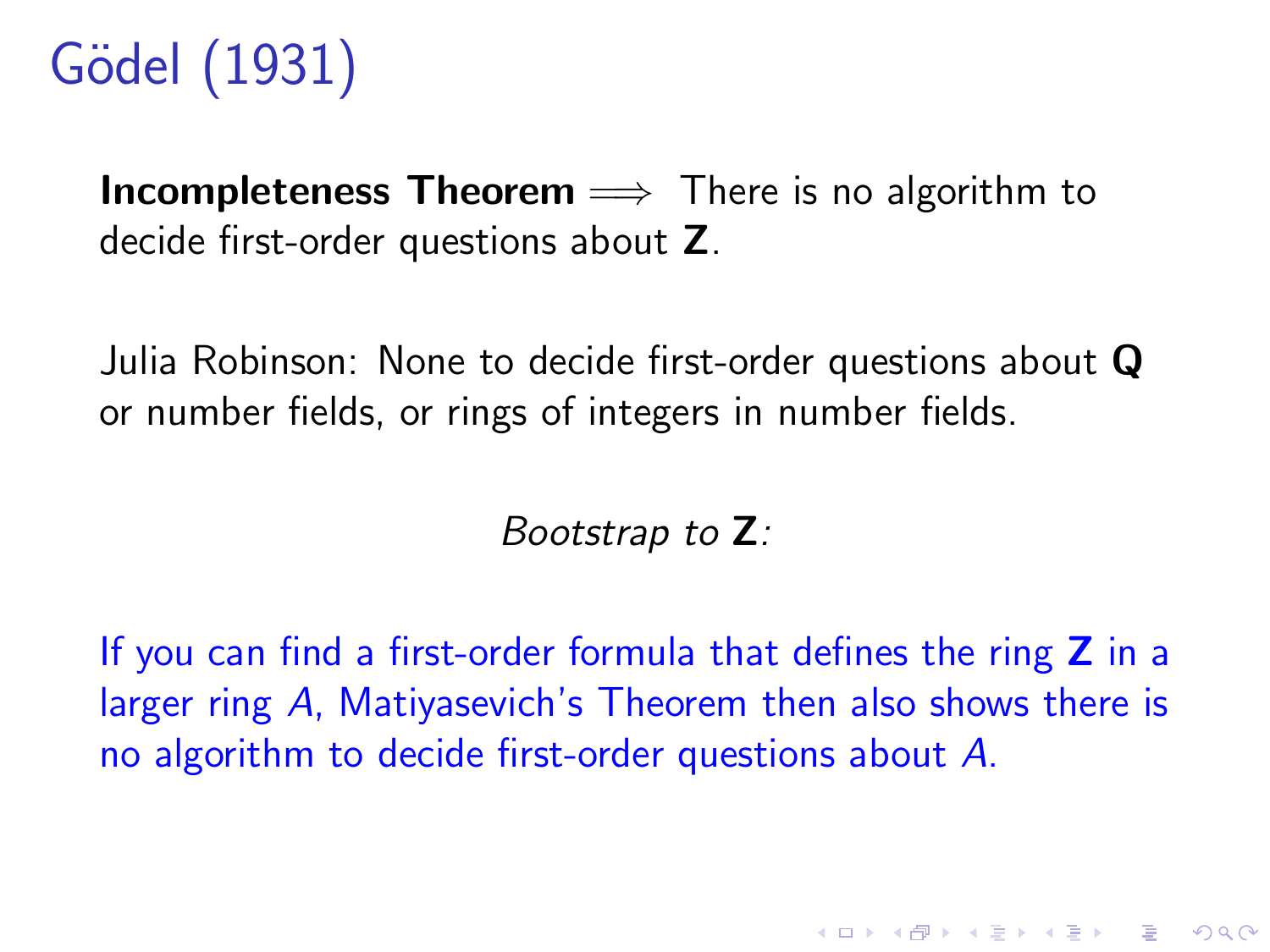# Gödel (1931)

**Incompleteness Theorem** $\Longrightarrow$ There is no algorithm to decide first-order questions about $\mathbf{Z}$.

Julia Robinson: None to decide first-order questions about $\mathbf{Q}$ or number fields, or rings of integers in number fields.

*Bootstrap to* $\mathbf{Z}$*:*

If you can find a first-order formula that defines the ring $\mathbf{Z}$ in a larger ring $A$, Matiyasevich's Theorem then also shows there is no algorithm to decide first-order questions about $A$.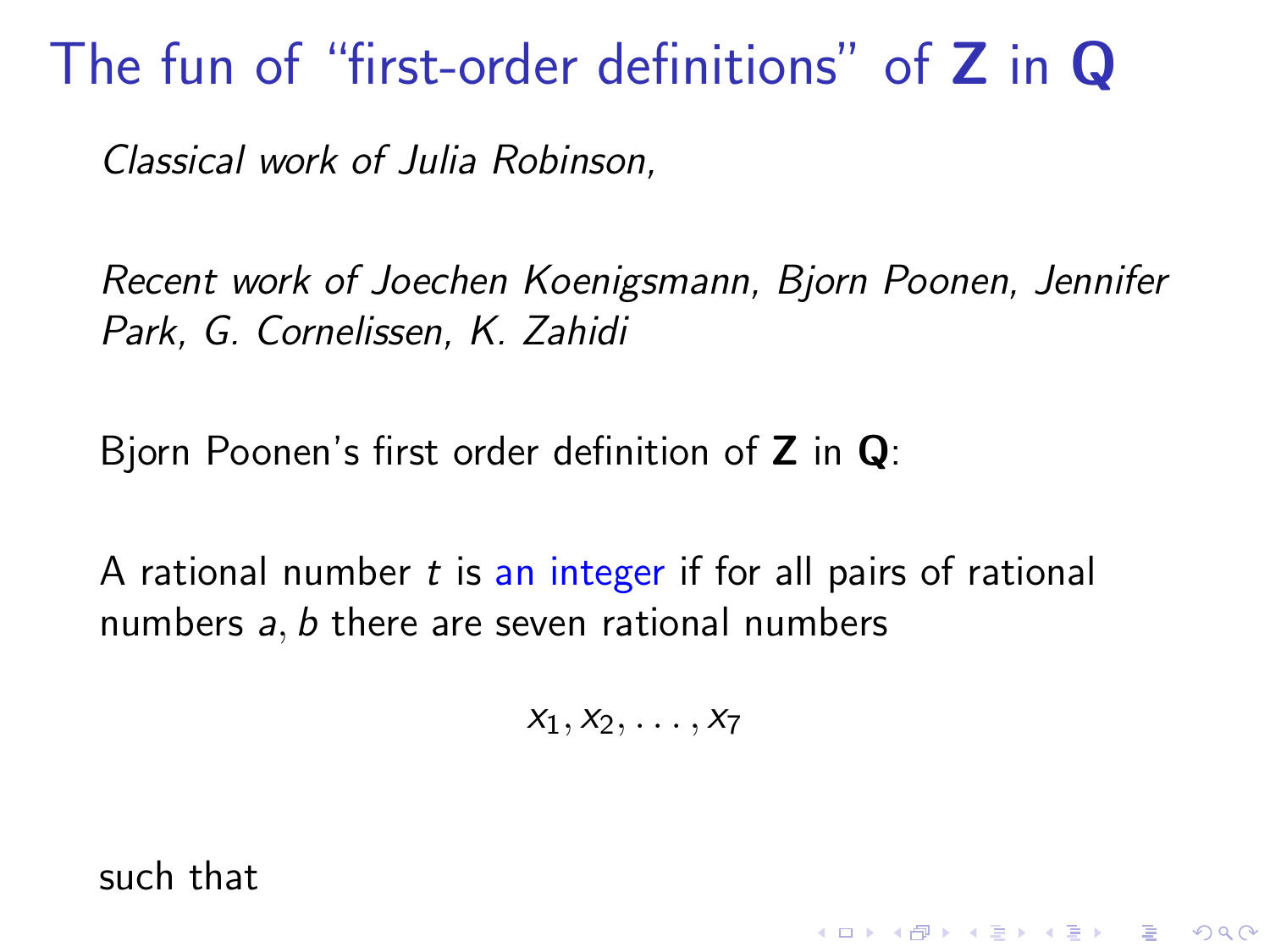# The fun of "first-order definitions" of **Z** in **Q**

*Classical work of Julia Robinson,*

*Recent work of Joechen Koenigsmann, Bjorn Poonen, Jennifer Park, G. Cornelissen, K. Zahidi*

Bjorn Poonen's first order definition of **Z** in **Q**:

A rational number $t$ is an integer if for all pairs of rational numbers $a, b$ there are seven rational numbers

$$x_1, x_2, \ldots, x_7$$

such that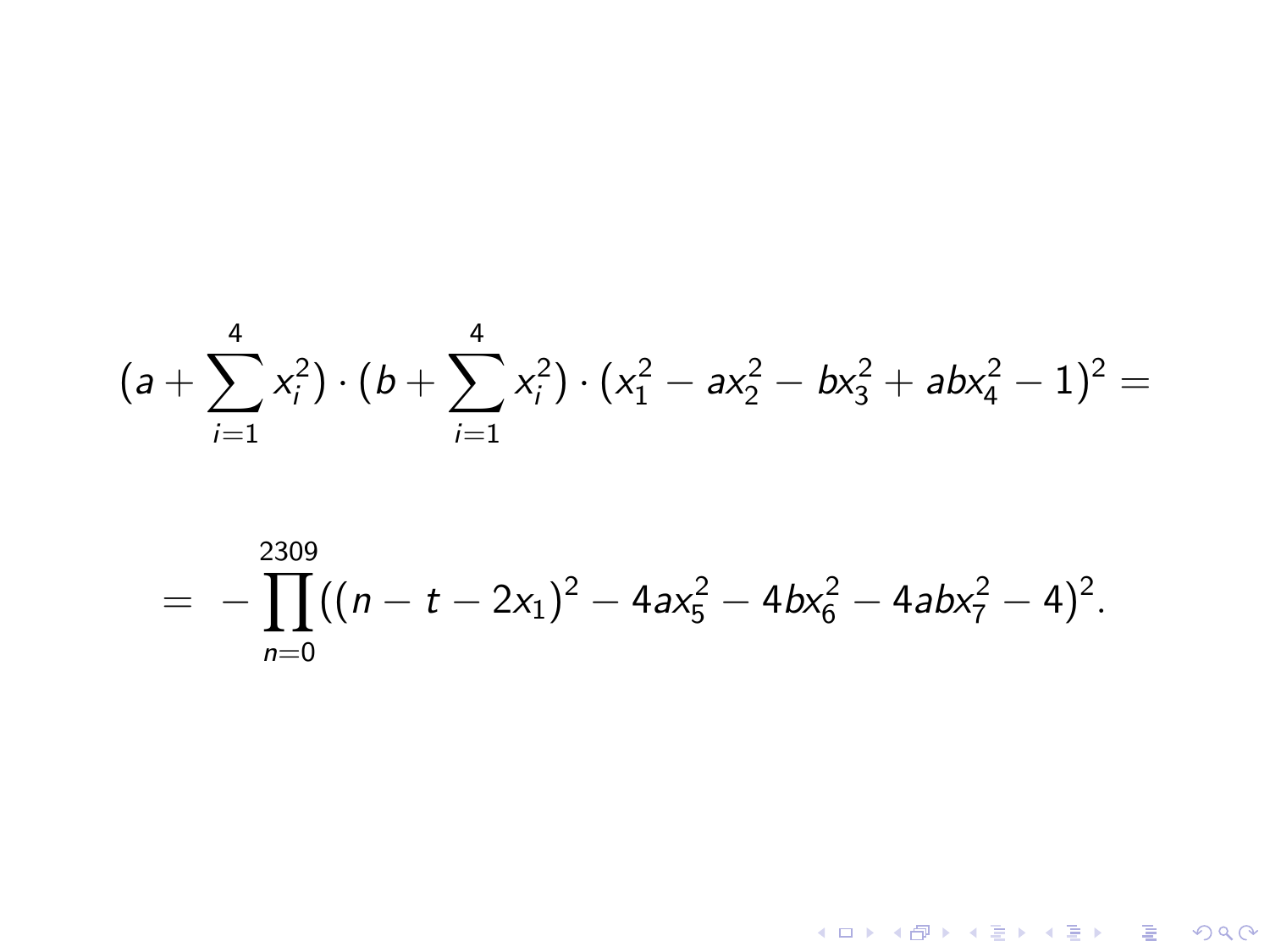$$(a + \sum_{i=1}^{4} x_i^2) \cdot (b + \sum_{i=1}^{4} x_i^2) \cdot (x_1^2 - ax_2^2 - bx_3^2 + abx_4^2 - 1)^2 =$$

$$= -\prod_{n=0}^{2309} ((n - t - 2x_1)^2 - 4ax_5^2 - 4bx_6^2 - 4abx_7^2 - 4)^2.$$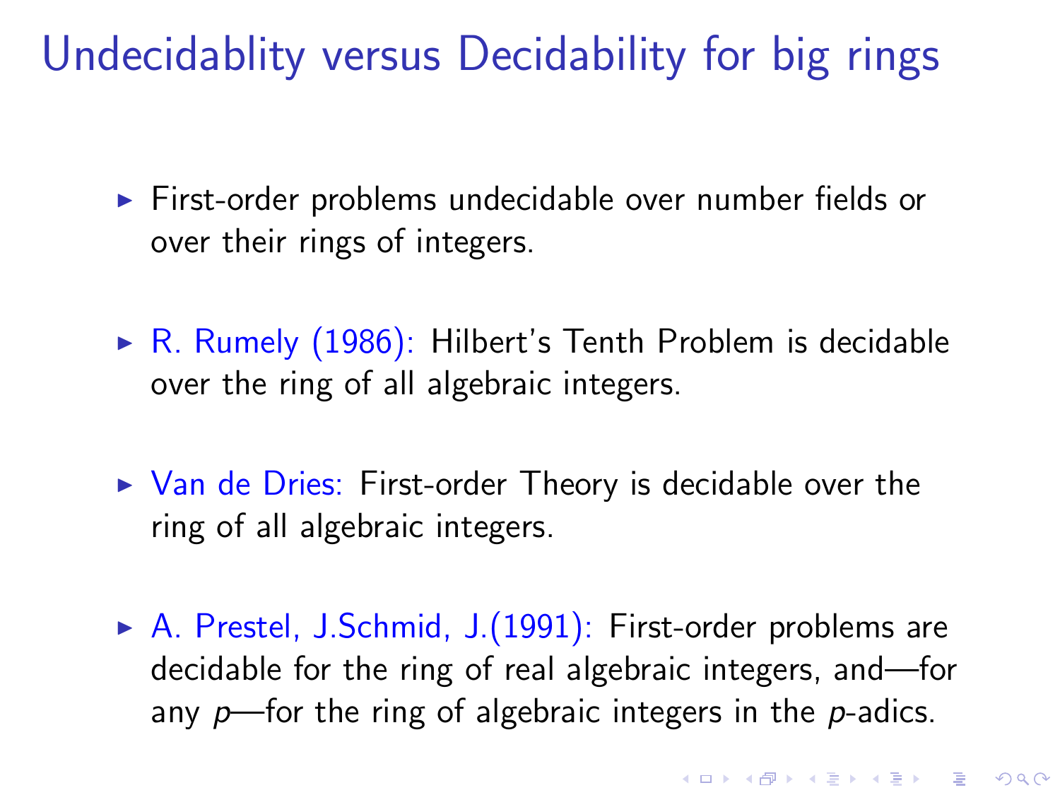# Undecidablity versus Decidability for big rings

- First-order problems undecidable over number fields or over their rings of integers.
- R. Rumely (1986): Hilbert's Tenth Problem is decidable over the ring of all algebraic integers.
- Van de Dries: First-order Theory is decidable over the ring of all algebraic integers.
- A. Prestel, J.Schmid, J.(1991): First-order problems are decidable for the ring of real algebraic integers, and—for any $p$—for the ring of algebraic integers in the $p$-adics.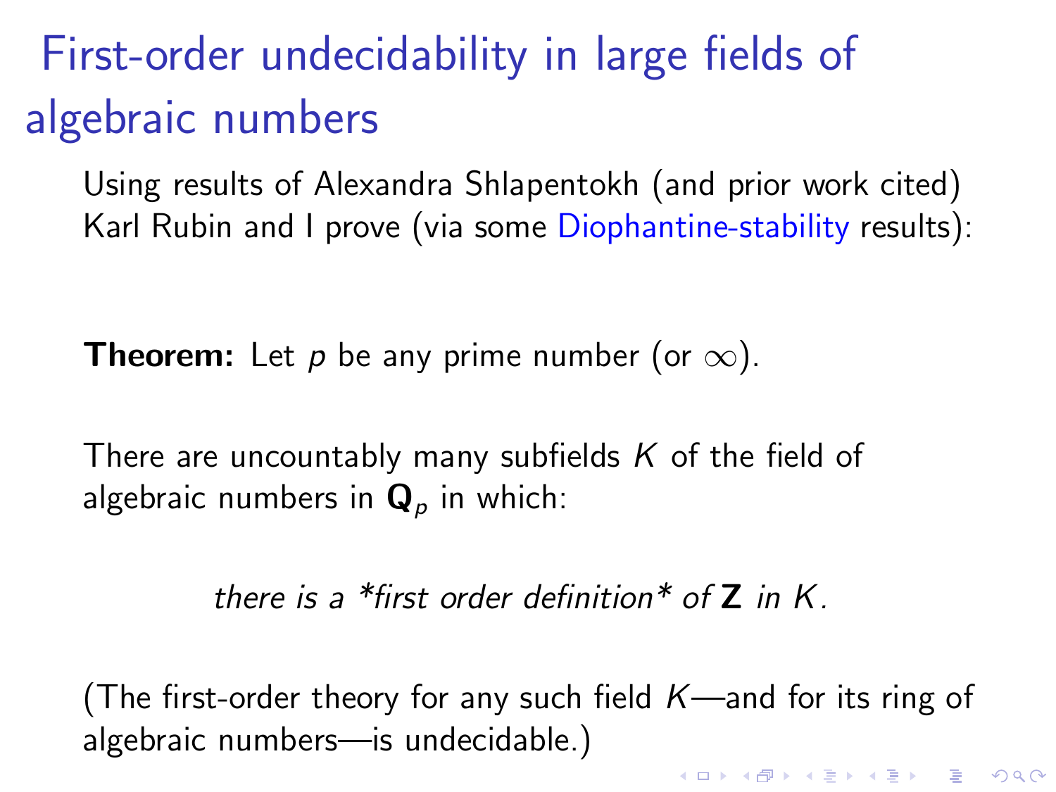# First-order undecidability in large fields of algebraic numbers

Using results of Alexandra Shlapentokh (and prior work cited) Karl Rubin and I prove (via some Diophantine-stability results):

**Theorem:** Let $p$ be any prime number (or $\infty$).

There are uncountably many subfields $K$ of the field of algebraic numbers in $\mathbf{Q}_p$ in which:

*there is a *first order definition* of $\mathbf{Z}$ in $K$.*

(The first-order theory for any such field $K$—and for its ring of algebraic numbers—is undecidable.)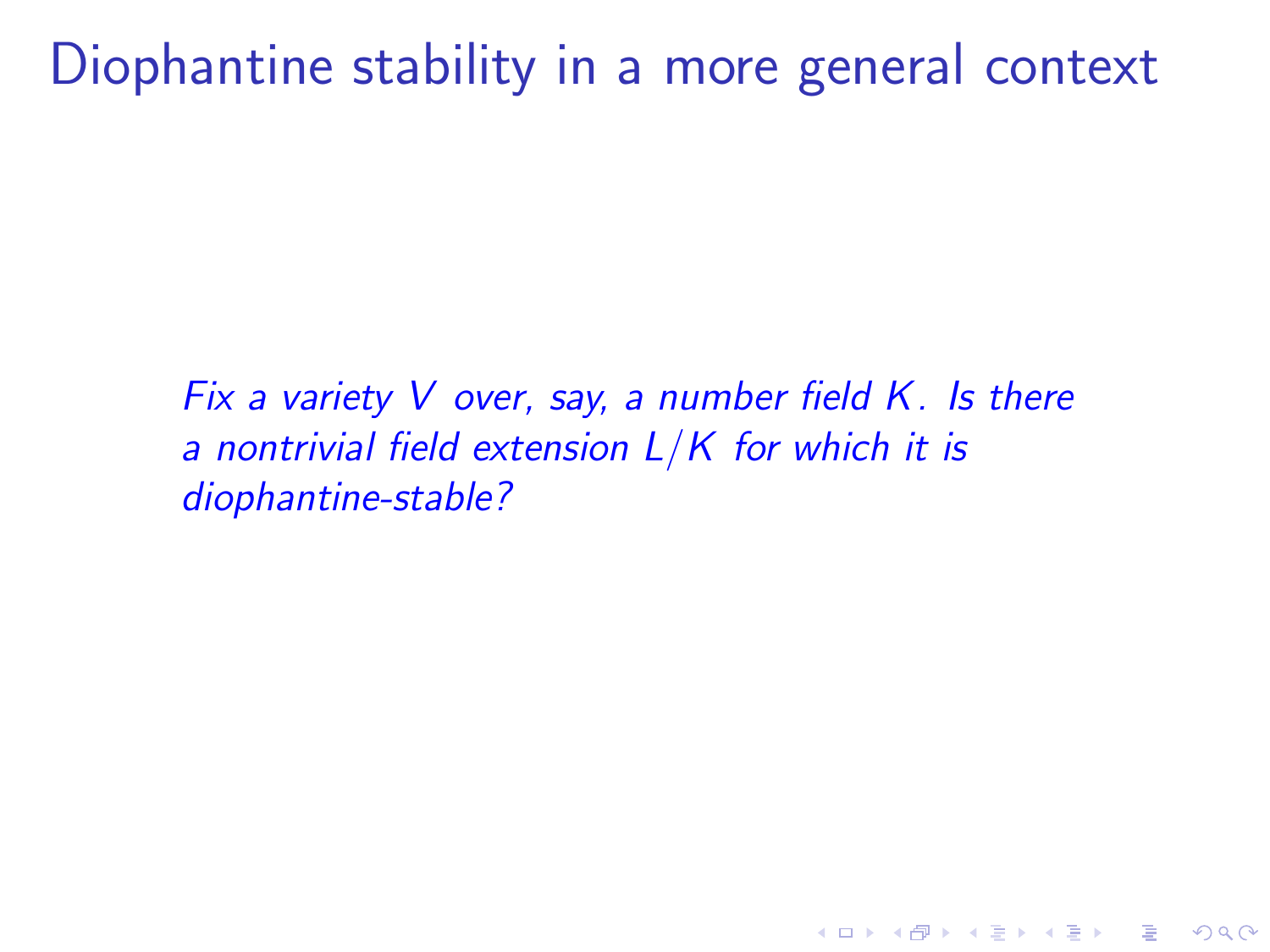# Diophantine stability in a more general context

*Fix a variety $V$ over, say, a number field $K$. Is there a nontrivial field extension $L/K$ for which it is diophantine-stable?*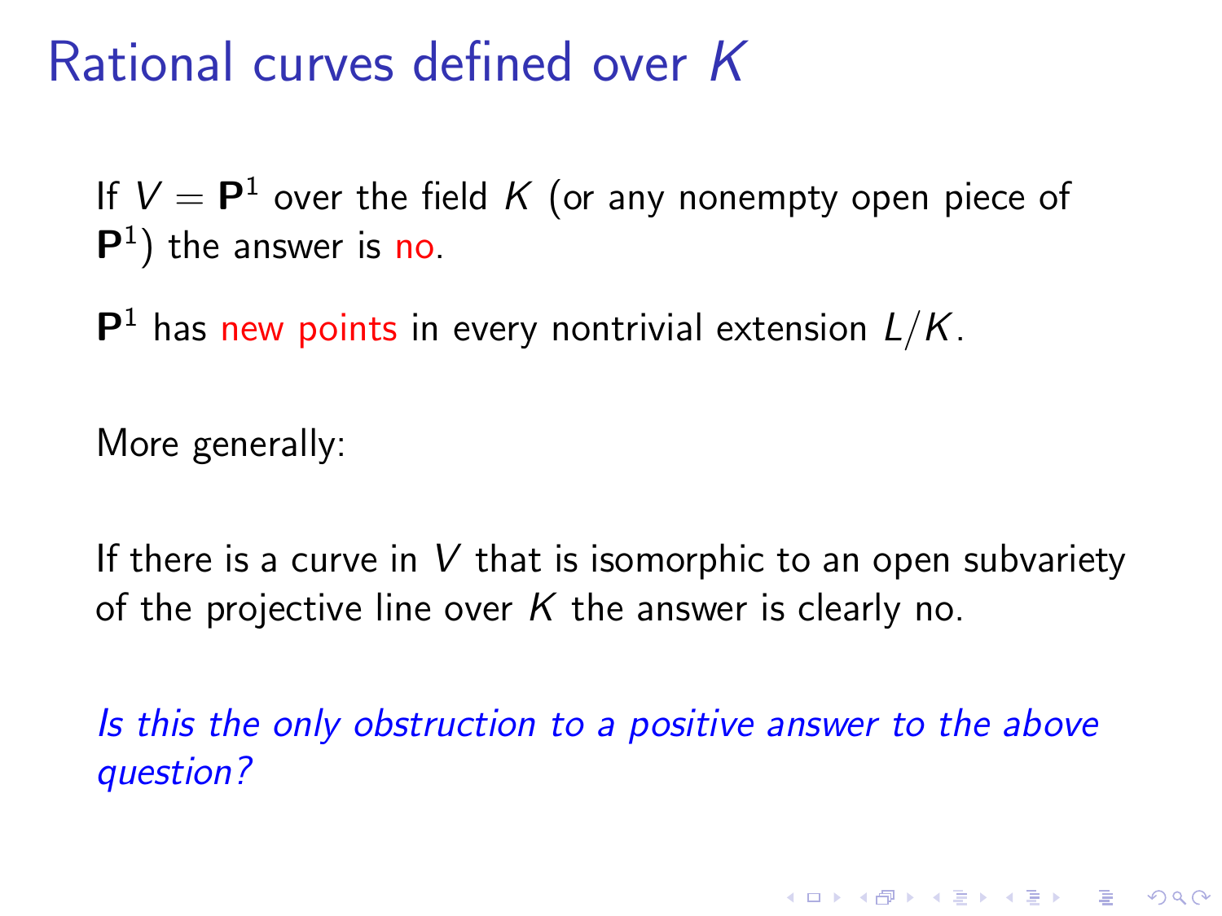# Rational curves defined over $K$

If $V = \mathbf{P}^1$ over the field $K$ (or any nonempty open piece of $\mathbf{P}^1$) the answer is no.

$\mathbf{P}^1$ has new points in every nontrivial extension $L/K$.

More generally:

If there is a curve in $V$ that is isomorphic to an open subvariety of the projective line over $K$ the answer is clearly no.

*Is this the only obstruction to a positive answer to the above question?*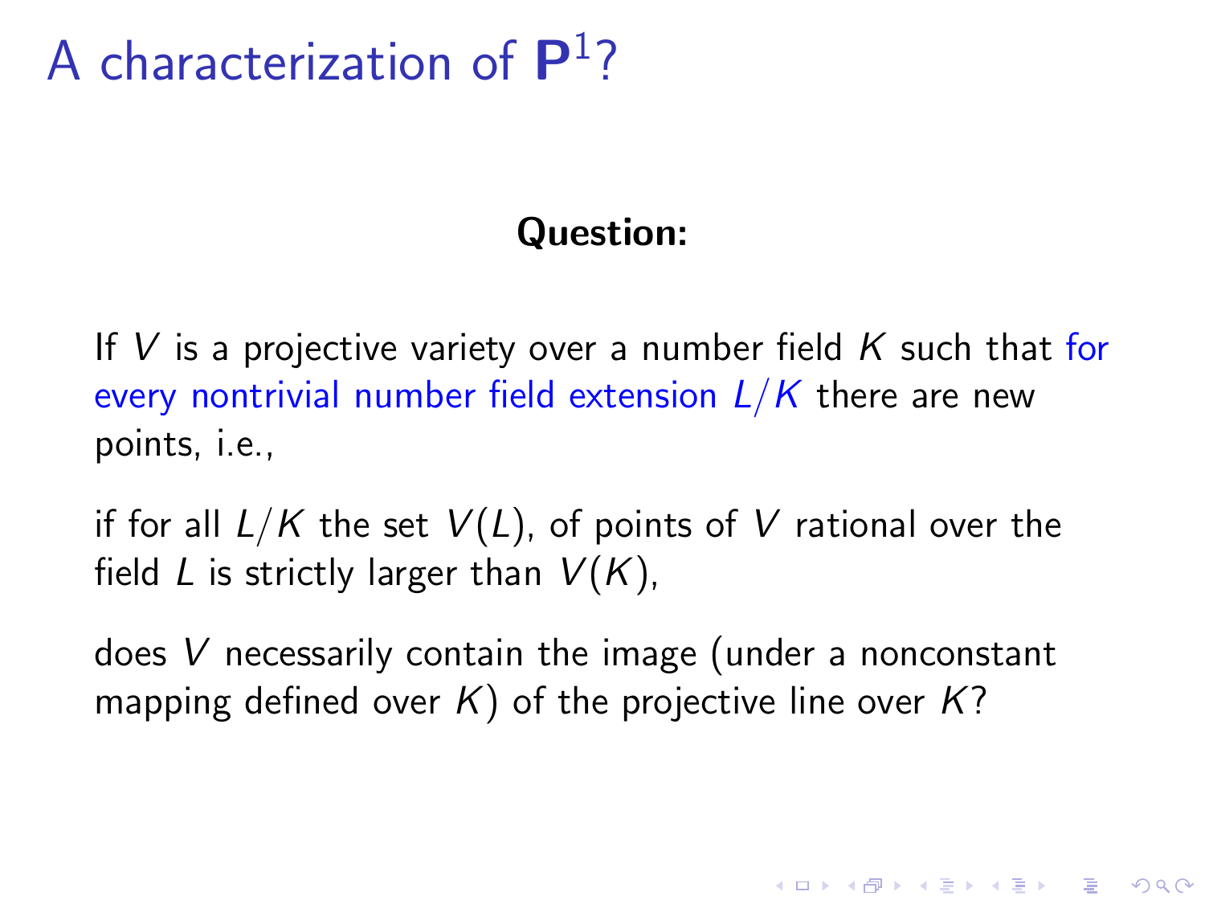# A characterization of $\mathbf{P}^1$?

**Question:**

If $V$ is a projective variety over a number field $K$ such that for every nontrivial number field extension $L/K$ there are new points, i.e.,

if for all $L/K$ the set $V(L)$, of points of $V$ rational over the field $L$ is strictly larger than $V(K)$,

does $V$ necessarily contain the image (under a nonconstant mapping defined over $K$) of the projective line over $K$?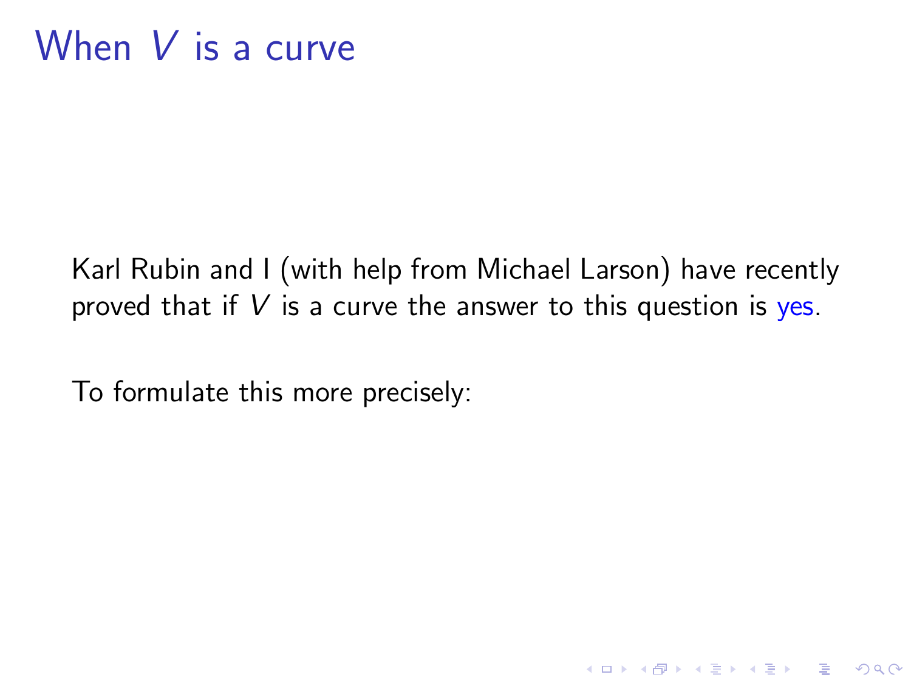# When $V$ is a curve

Karl Rubin and I (with help from Michael Larson) have recently proved that if $V$ is a curve the answer to this question is yes.

To formulate this more precisely: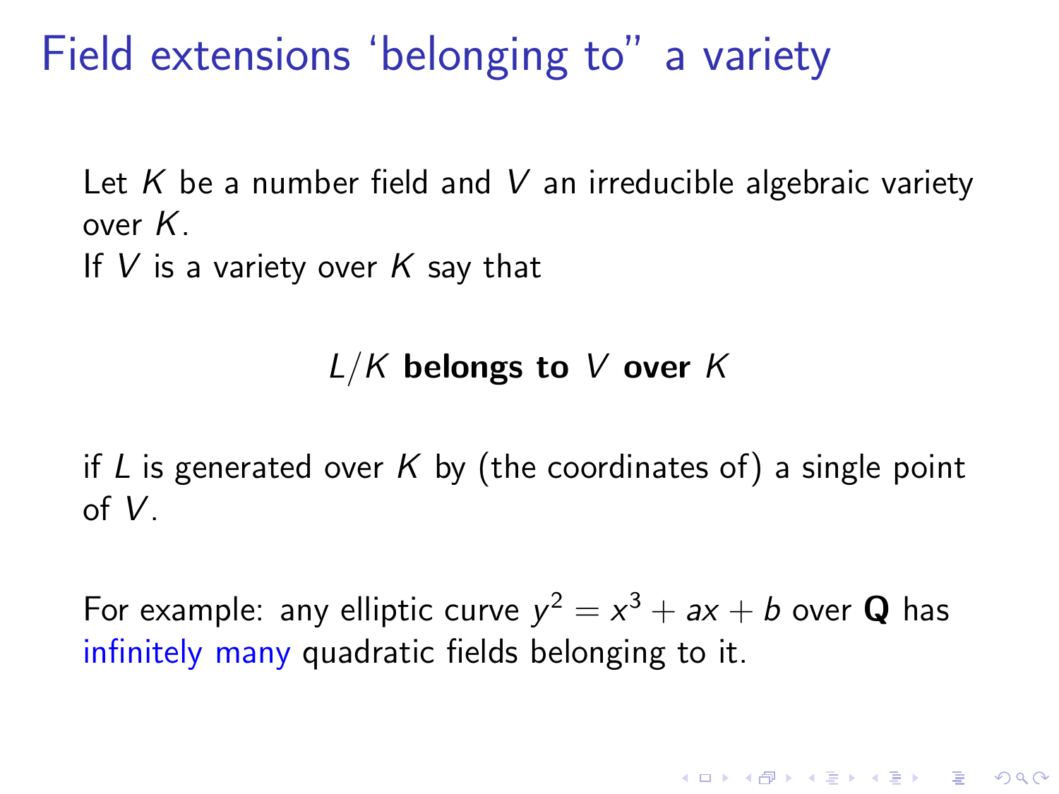# Field extensions 'belonging to" a variety

Let $K$ be a number field and $V$ an irreducible algebraic variety over $K$.
If $V$ is a variety over $K$ say that

$$L/K \textbf{ belongs to } V \textbf{ over } K$$

if $L$ is generated over $K$ by (the coordinates of) a single point of $V$.

For example: any elliptic curve $y^2 = x^3 + ax + b$ over $\mathbf{Q}$ has infinitely many quadratic fields belonging to it.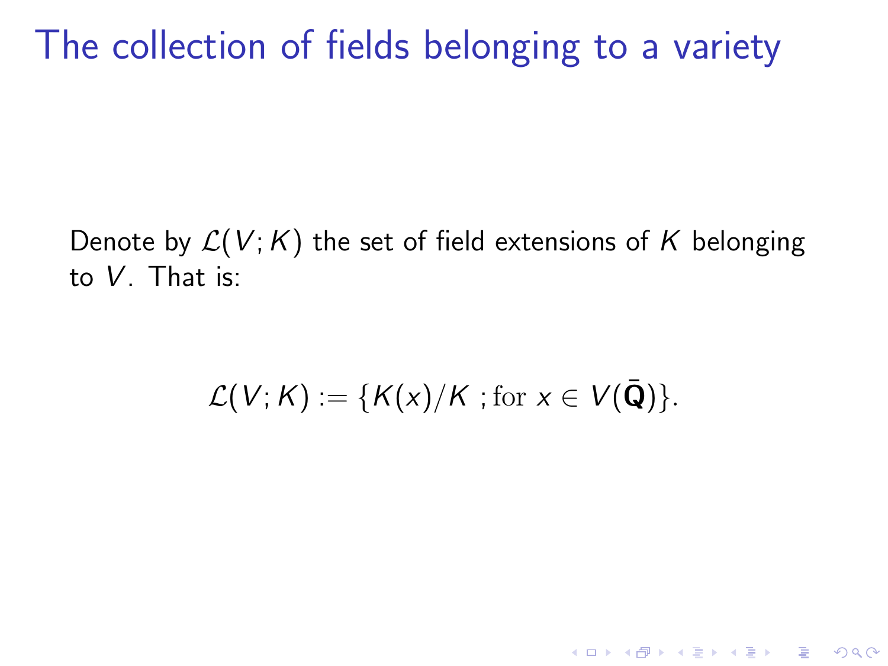# The collection of fields belonging to a variety

Denote by $\mathcal{L}(V; K)$ the set of field extensions of $K$ belonging to $V$. That is:

$$\mathcal{L}(V; K) := \{K(x)/K \text{ ; for } x \in V(\bar{\mathbf{Q}})\}.$$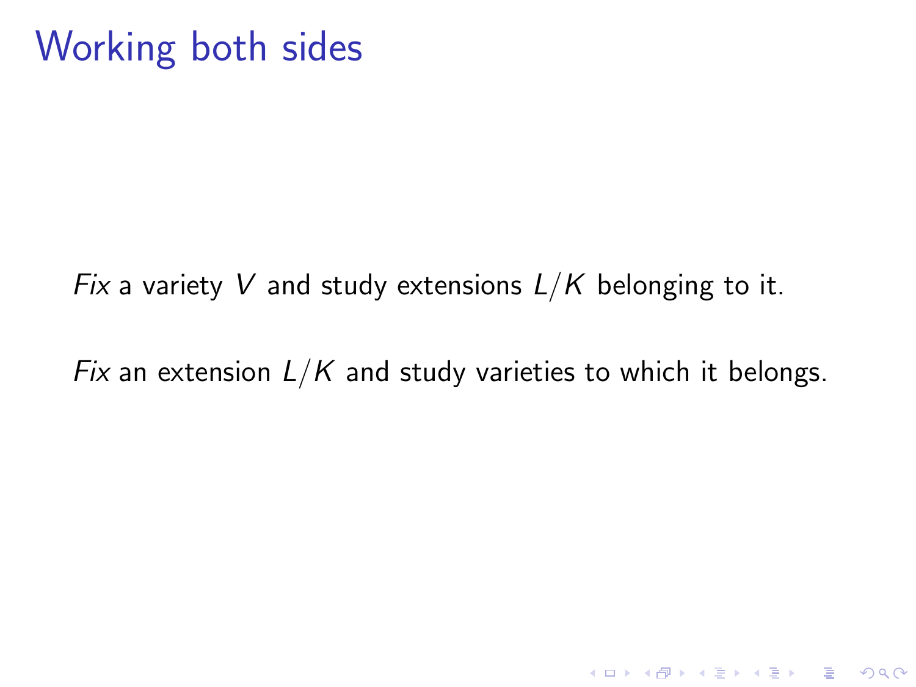# Working both sides

*Fix* a variety $V$ and study extensions $L/K$ belonging to it.

*Fix* an extension $L/K$ and study varieties to which it belongs.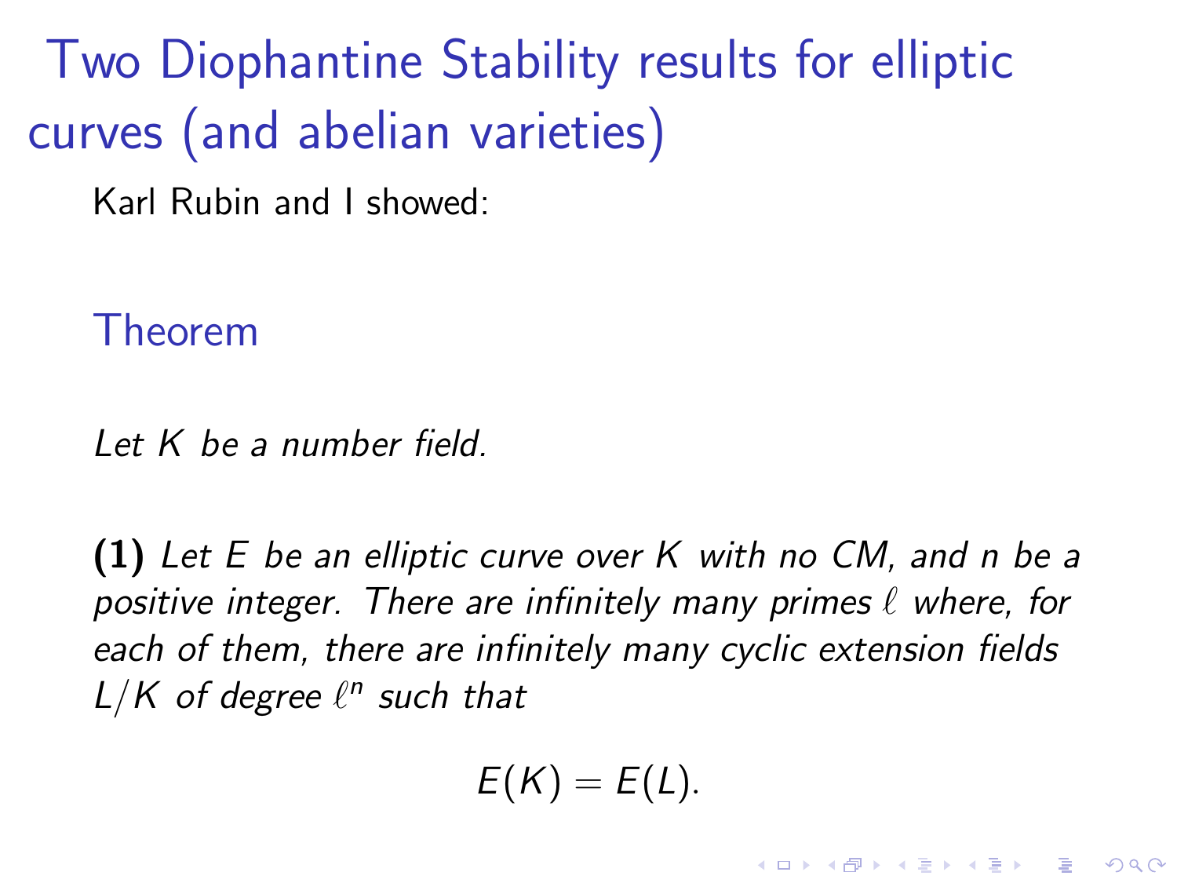# Two Diophantine Stability results for elliptic curves (and abelian varieties)

Karl Rubin and I showed:

### Theorem

*Let $K$ be a number field.*

**(1)** *Let $E$ be an elliptic curve over $K$ with no CM, and $n$ be a positive integer. There are infinitely many primes $\ell$ where, for each of them, there are infinitely many cyclic extension fields $L/K$ of degree $\ell^n$ such that*

$$E(K) = E(L).$$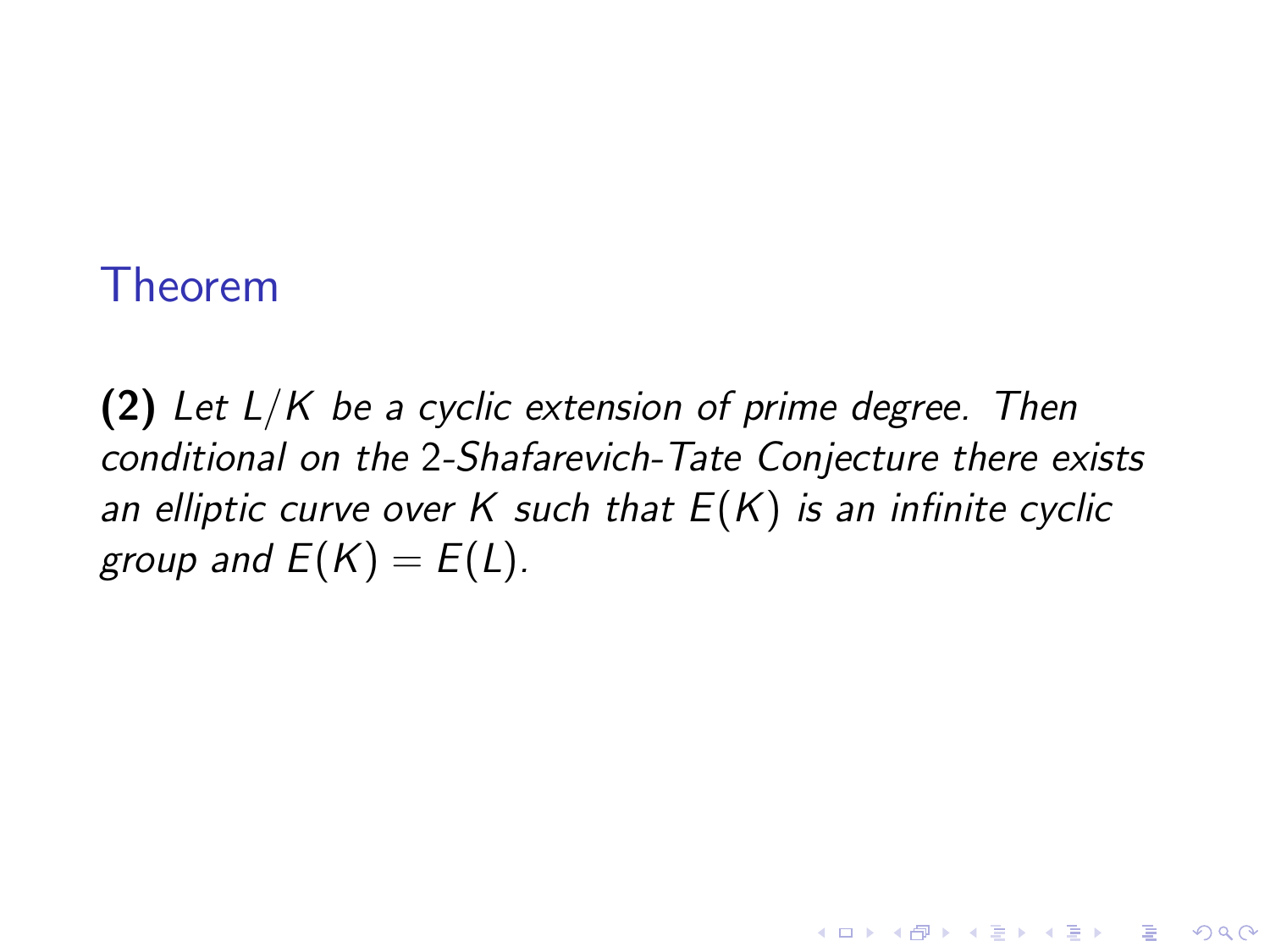### Theorem

**(2)** *Let $L/K$ be a cyclic extension of prime degree. Then conditional on the 2-Shafarevich-Tate Conjecture there exists an elliptic curve over $K$ such that $E(K)$ is an infinite cyclic group and $E(K) = E(L)$.*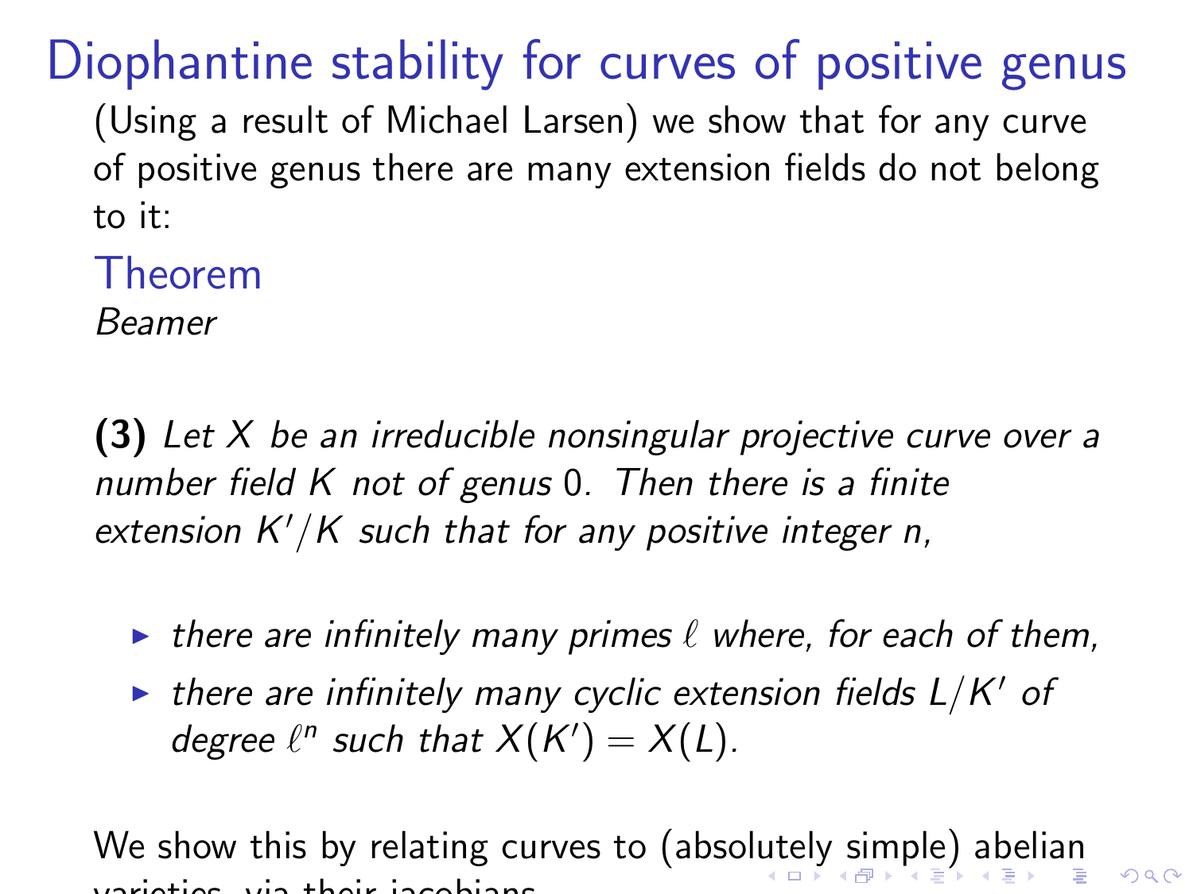# Diophantine stability for curves of positive genus

(Using a result of Michael Larsen) we show that for any curve of positive genus there are many extension fields do not belong to it:

## Theorem

*Beamer*

**(3)** *Let $X$ be an irreducible nonsingular projective curve over a number field $K$ not of genus 0. Then there is a finite extension $K'/K$ such that for any positive integer $n$,*

- *there are infinitely many primes $\ell$ where, for each of them,*
- *there are infinitely many cyclic extension fields $L/K'$ of degree $\ell^n$ such that $X(K') = X(L)$.*

We show this by relating curves to (absolutely simple) abelian varieties, via their jacobians.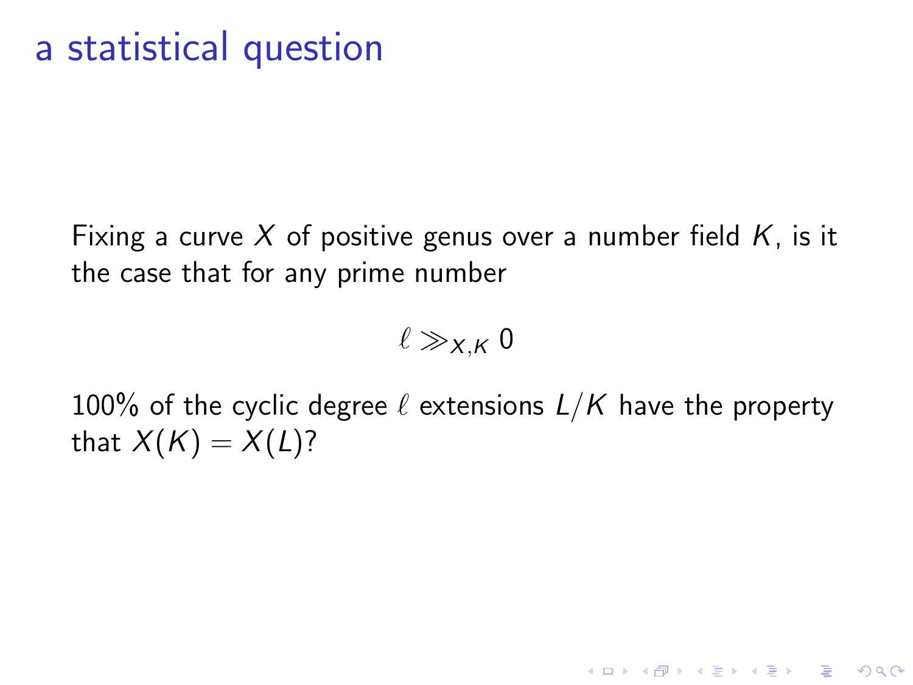# a statistical question

Fixing a curve $X$ of positive genus over a number field $K$, is it the case that for any prime number

$$\ell \gg_{X,K} 0$$

100% of the cyclic degree $\ell$ extensions $L/K$ have the property that $X(K) = X(L)$?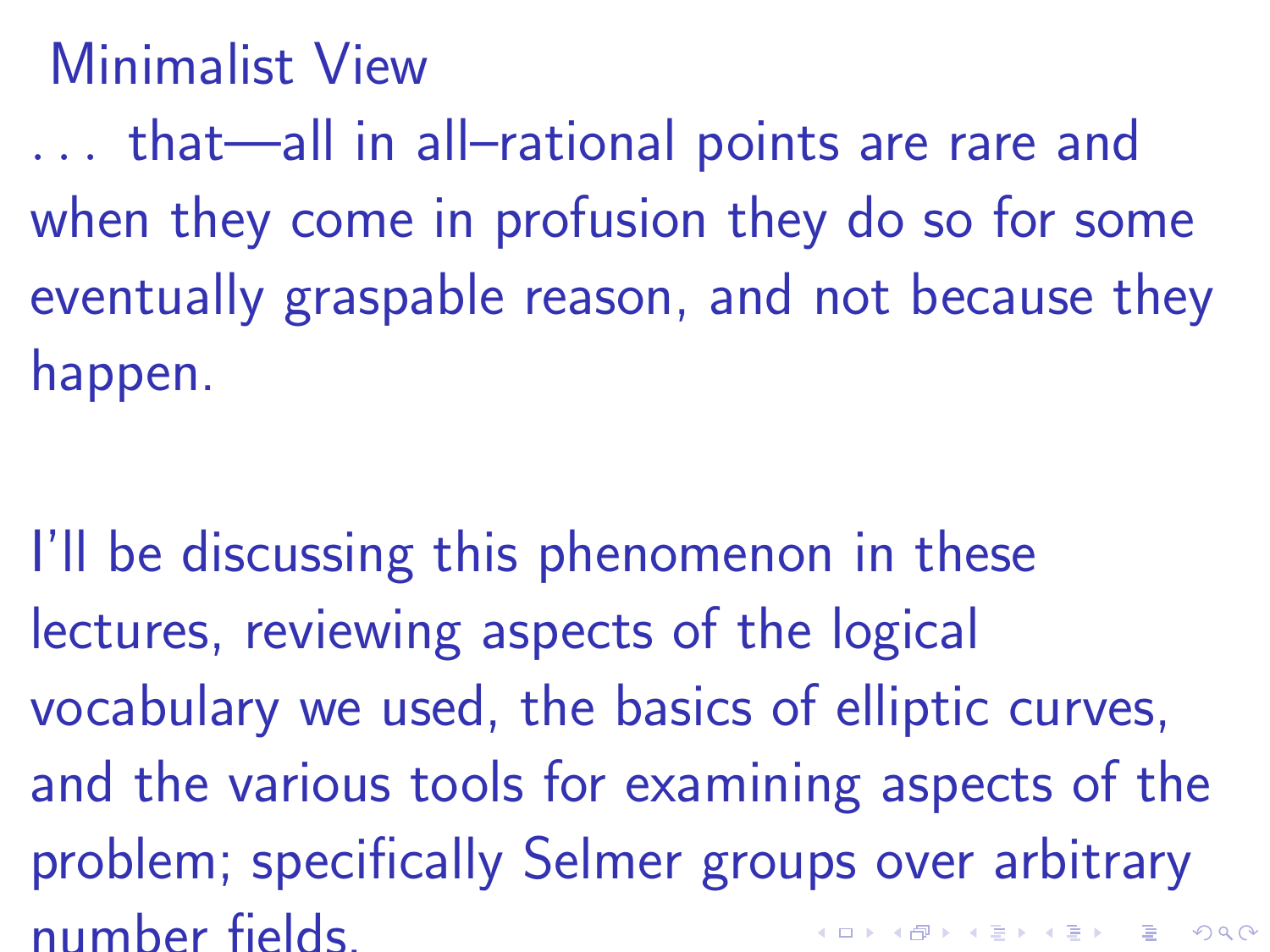## Minimalist View

... that—all in all–rational points are rare and when they come in profusion they do so for some eventually graspable reason, and not because they happen.

I'll be discussing this phenomenon in these lectures, reviewing aspects of the logical vocabulary we used, the basics of elliptic curves, and the various tools for examining aspects of the problem; specifically Selmer groups over arbitrary number fields.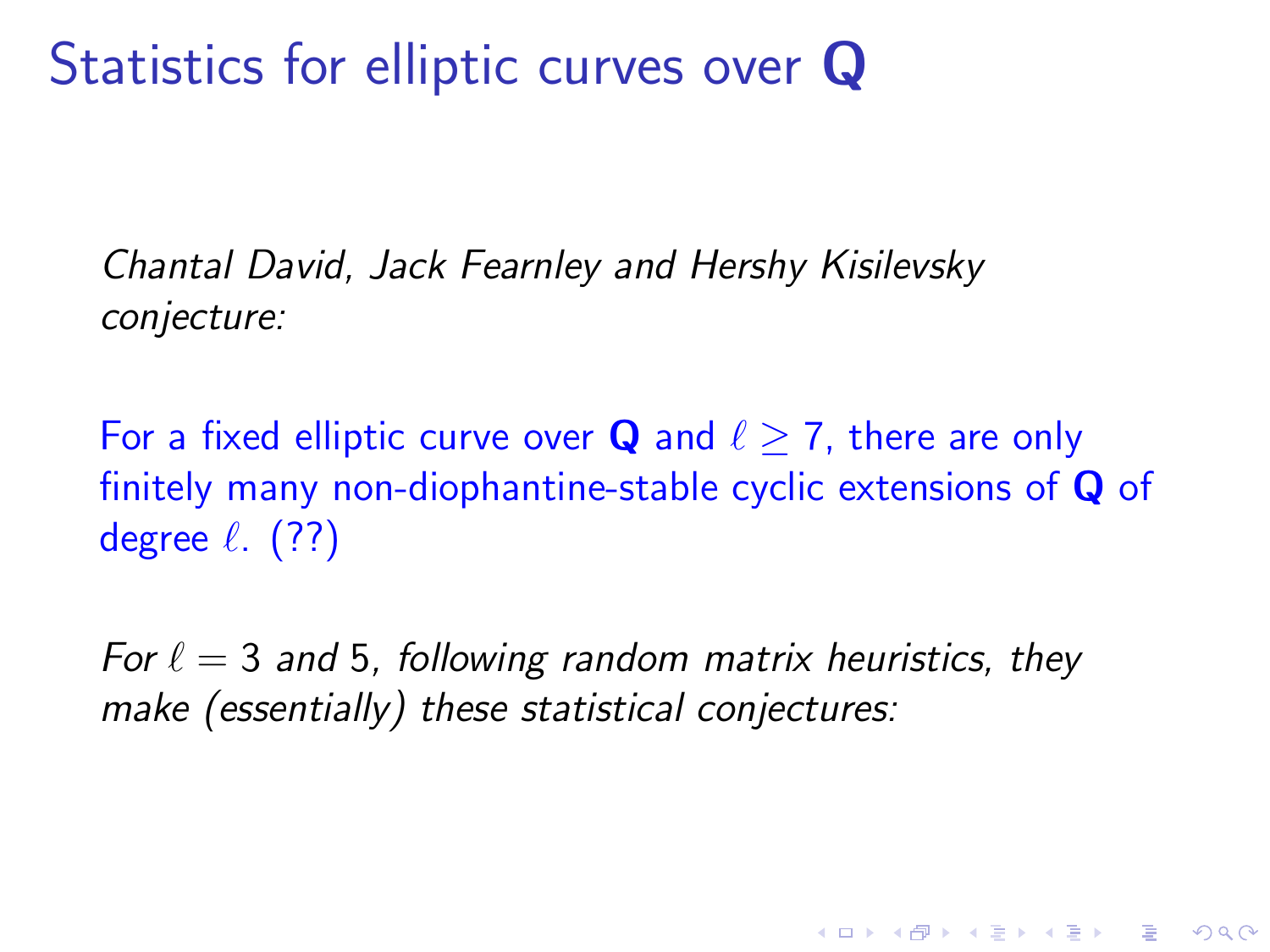# Statistics for elliptic curves over $\mathbf{Q}$

*Chantal David, Jack Fearnley and Hershy Kisilevsky conjecture:*

For a fixed elliptic curve over $\mathbf{Q}$ and $\ell \geq 7$, there are only finitely many non-diophantine-stable cyclic extensions of $\mathbf{Q}$ of degree $\ell$. (??)

*For $\ell = 3$ and $5$, following random matrix heuristics, they make (essentially) these statistical conjectures:*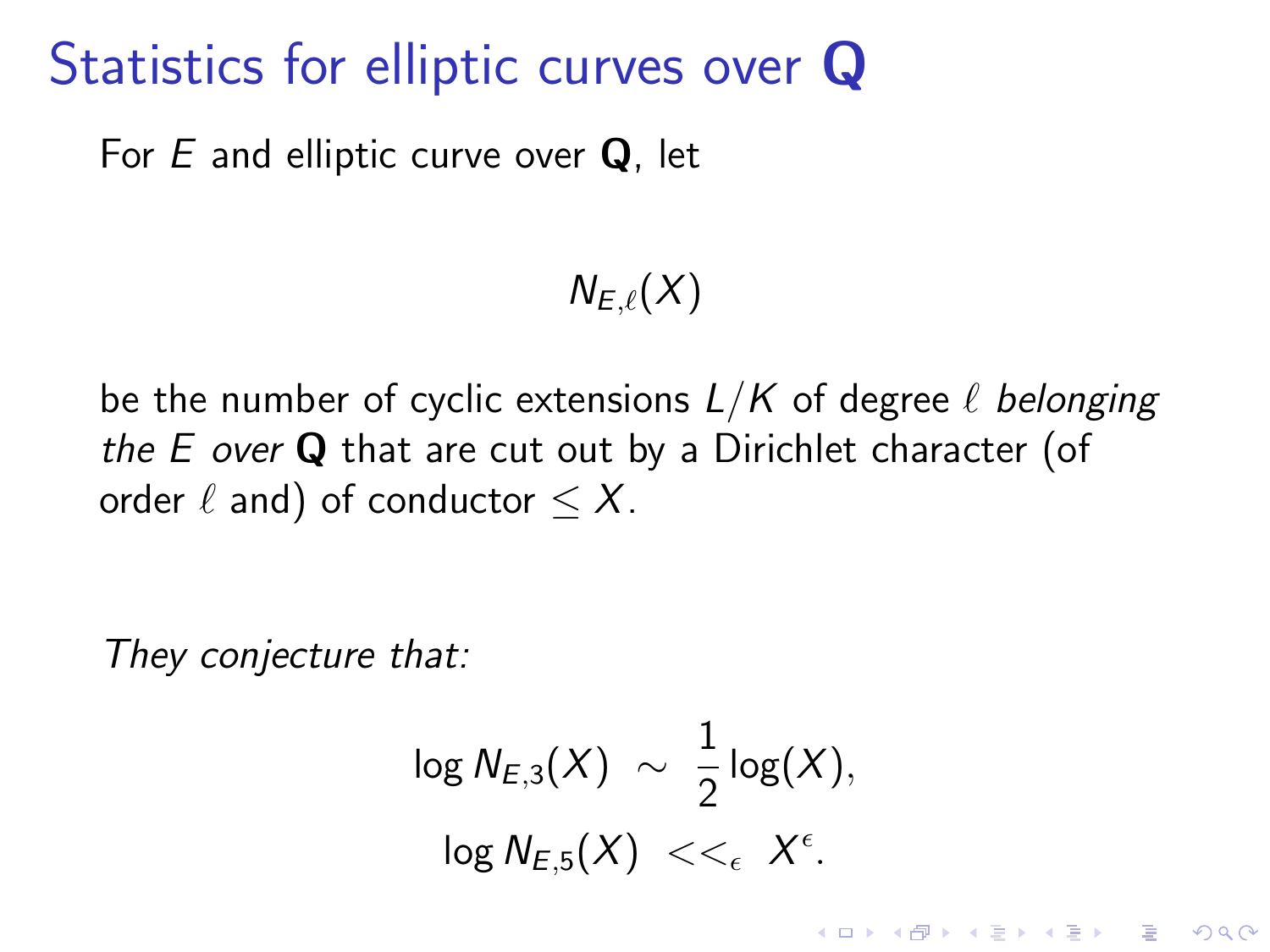# Statistics for elliptic curves over $\mathbf{Q}$

For $E$ and elliptic curve over $\mathbf{Q}$, let

$$N_{E,\ell}(X)$$

be the number of cyclic extensions $L/K$ of degree $\ell$ *belonging the $E$ over* $\mathbf{Q}$ that are cut out by a Dirichlet character (of order $\ell$ and) of conductor $\leq X$.

*They conjecture that:*

$$\log N_{E,3}(X) \sim \frac{1}{2}\log(X),$$

$$\log N_{E,5}(X) <<_{\epsilon} X^{\epsilon}.$$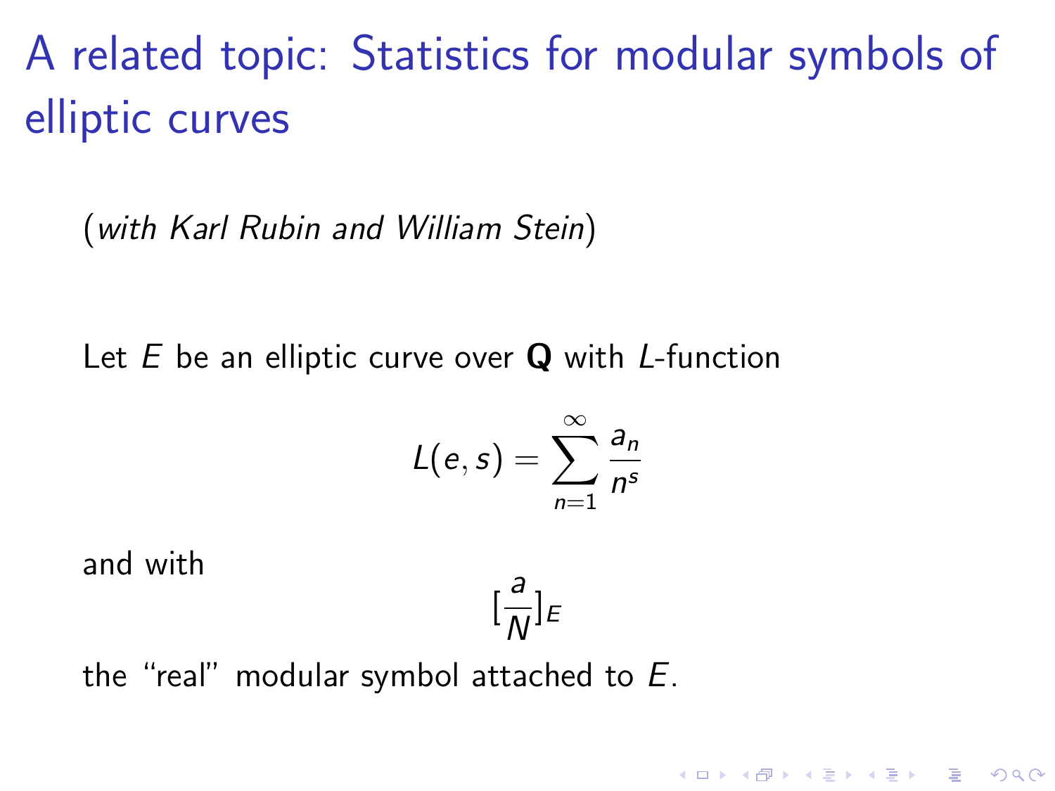# A related topic: Statistics for modular symbols of elliptic curves

(*with Karl Rubin and William Stein*)

Let $E$ be an elliptic curve over $\mathbf{Q}$ with $L$-function

$$L(e,s) = \sum_{n=1}^{\infty} \frac{a_n}{n^s}$$

and with

$$[\frac{a}{N}]_E$$

the "real" modular symbol attached to $E$.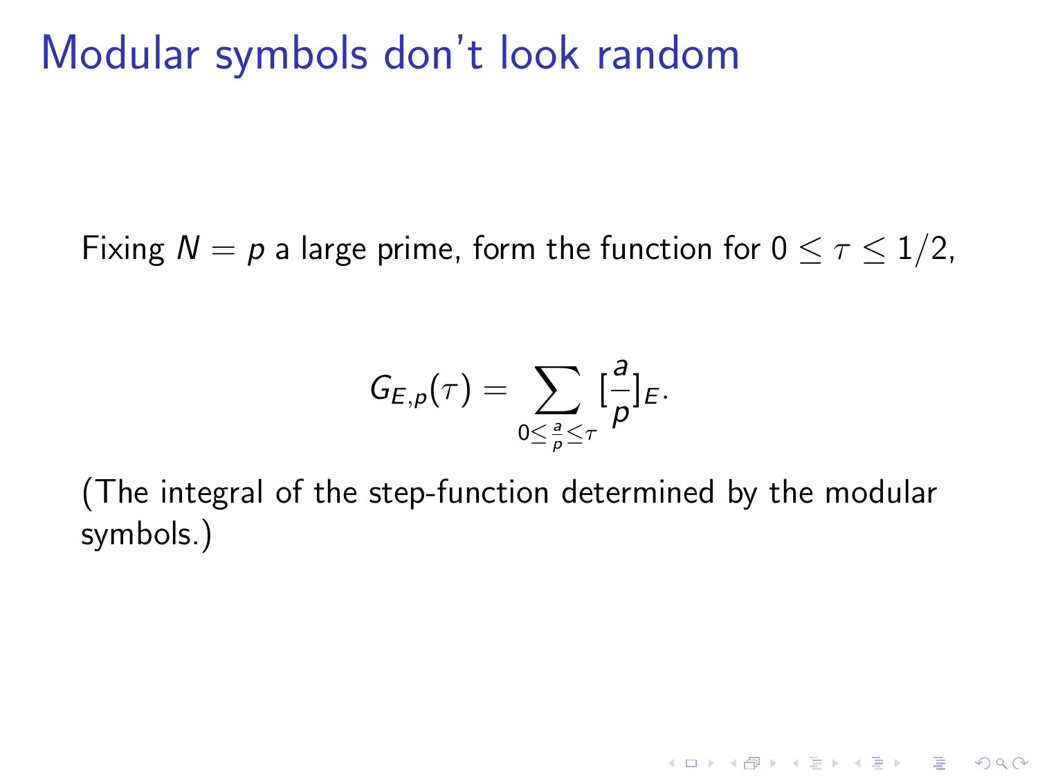# Modular symbols don't look random

Fixing $N = p$ a large prime, form the function for $0 \leq \tau \leq 1/2$,

$$G_{E,p}(\tau) = \sum_{0 \leq \frac{a}{p} \leq \tau} [\frac{a}{p}]_E.$$

(The integral of the step-function determined by the modular symbols.)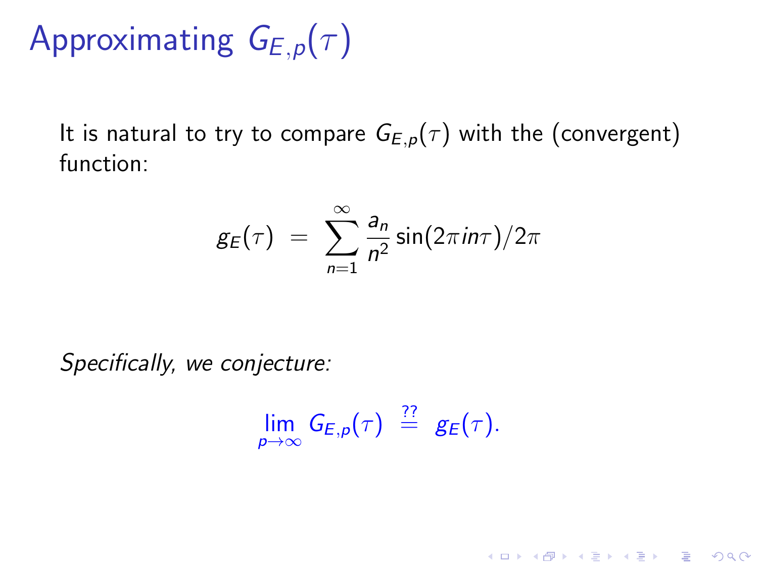# Approximating $G_{E,p}(\tau)$

It is natural to try to compare $G_{E,p}(\tau)$ with the (convergent) function:

$$g_E(\tau) \;=\; \sum_{n=1}^{\infty} \frac{a_n}{n^2} \sin(2\pi i n\tau)/2\pi$$

*Specifically, we conjecture:*

$$\lim_{p \to \infty} G_{E,p}(\tau) \;\stackrel{??}{=}\; g_E(\tau).$$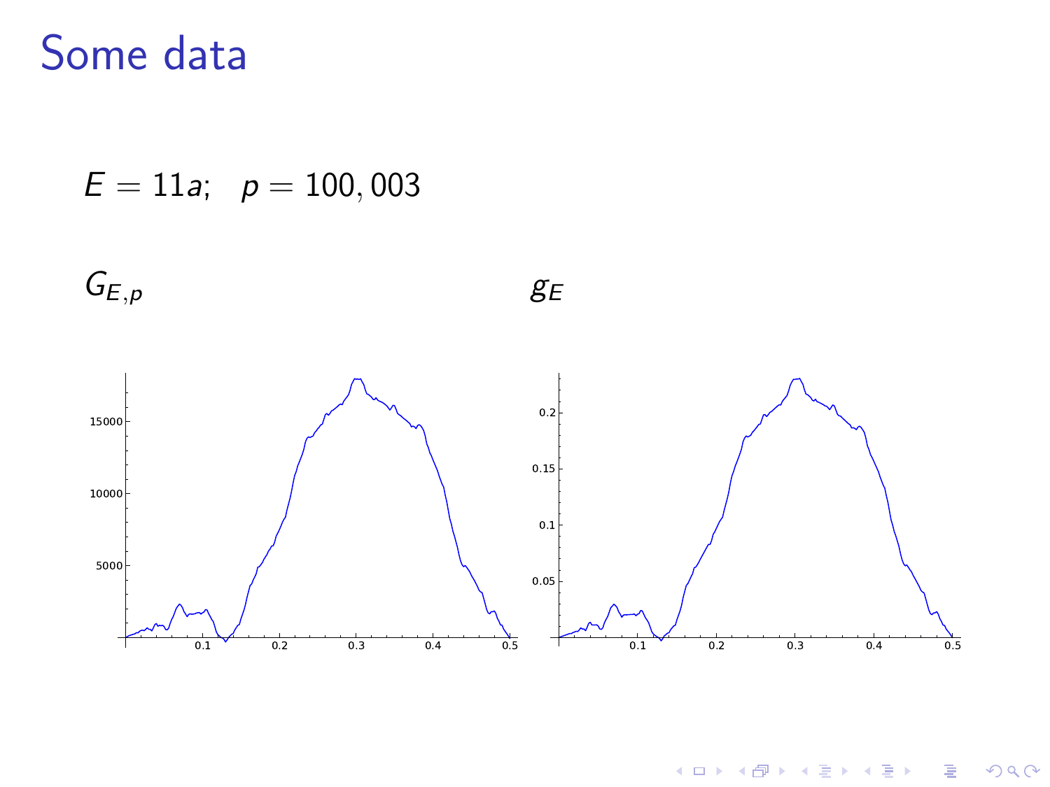# Some data

$E = 11a; \quad p = 100,003$

$G_{E,p}$

$g_E$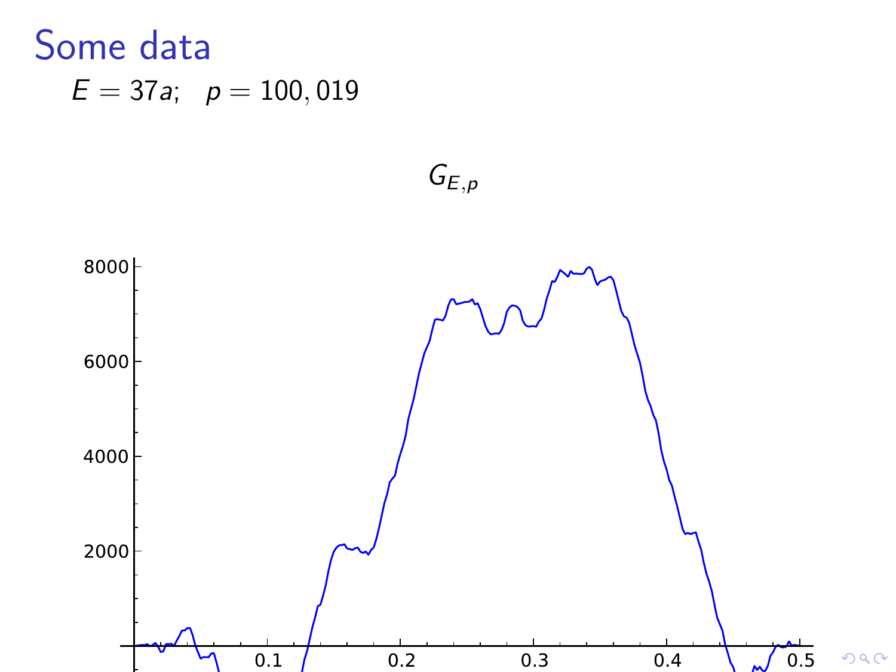# Some data

$E = 37a; \quad p = 100,019$

$G_{E,p}$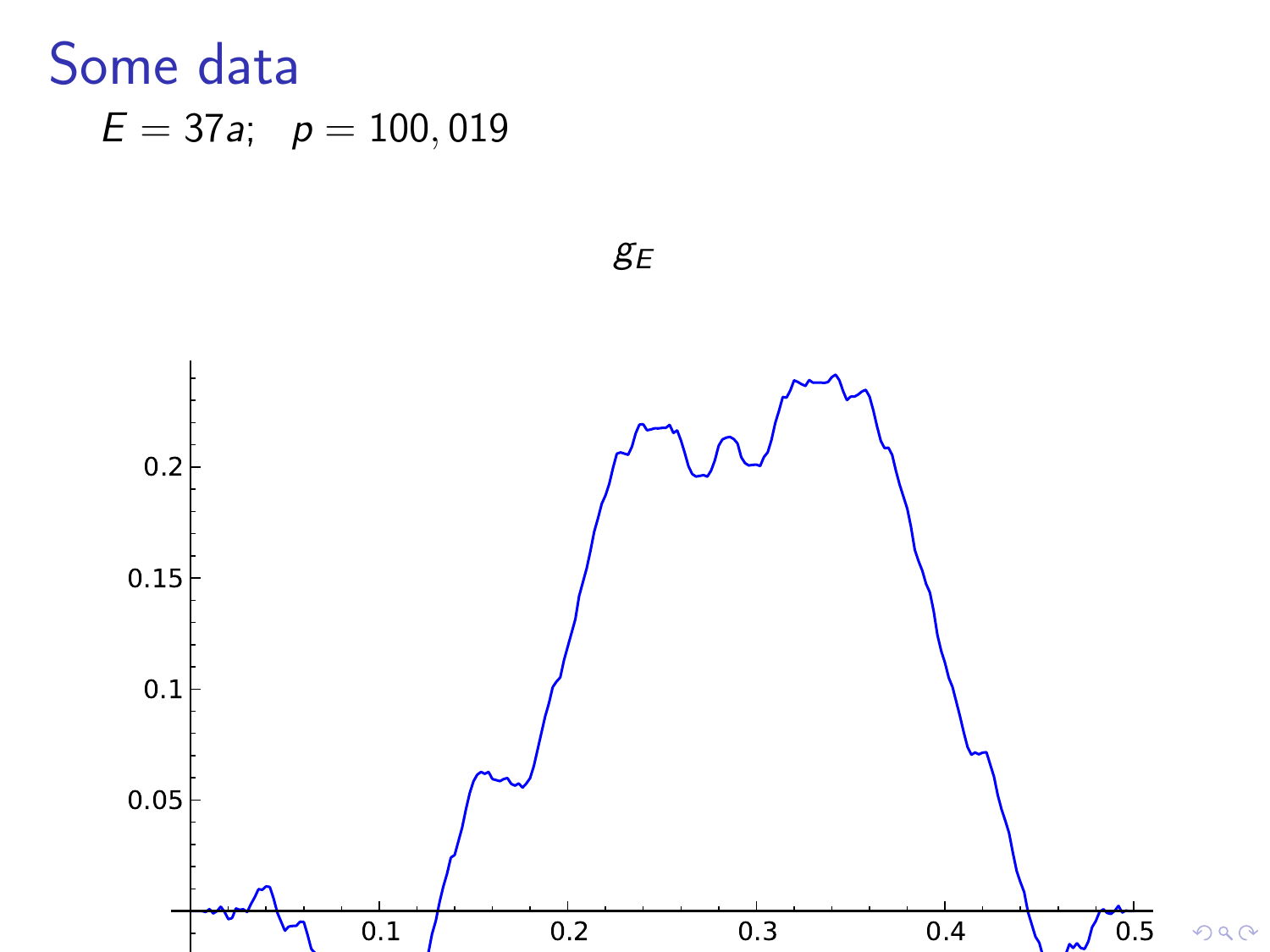# Some data

$E = 37a; \quad p = 100,019$

$g_E$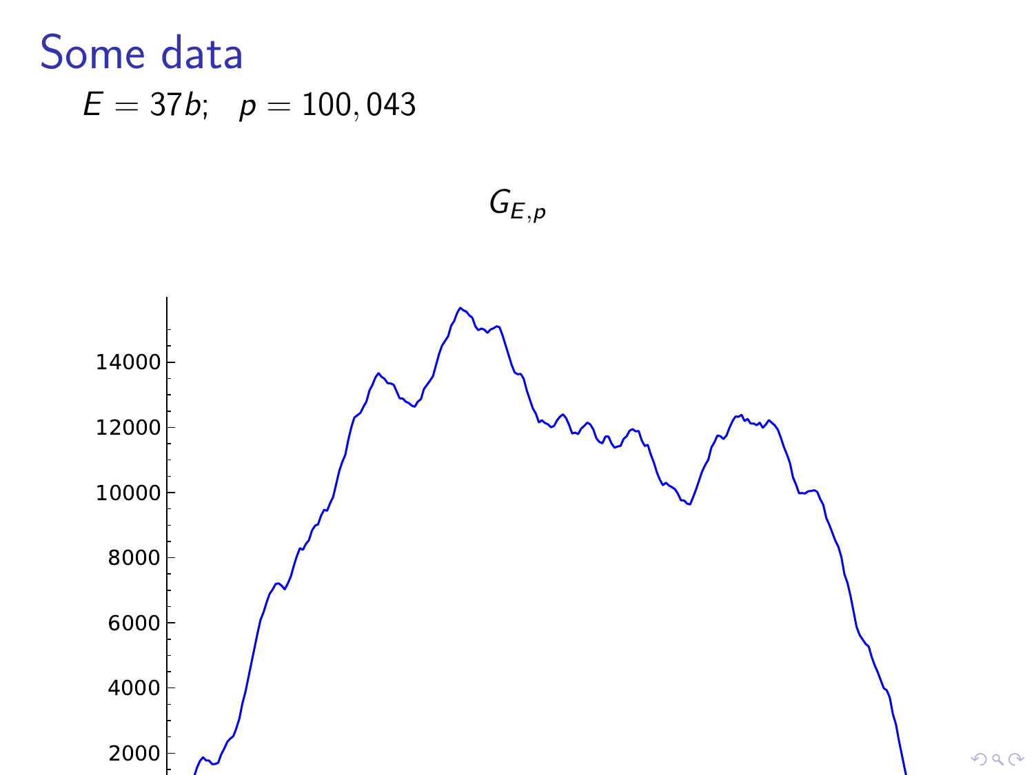# Some data

$E = 37b; \quad p = 100,043$

$G_{E,p}$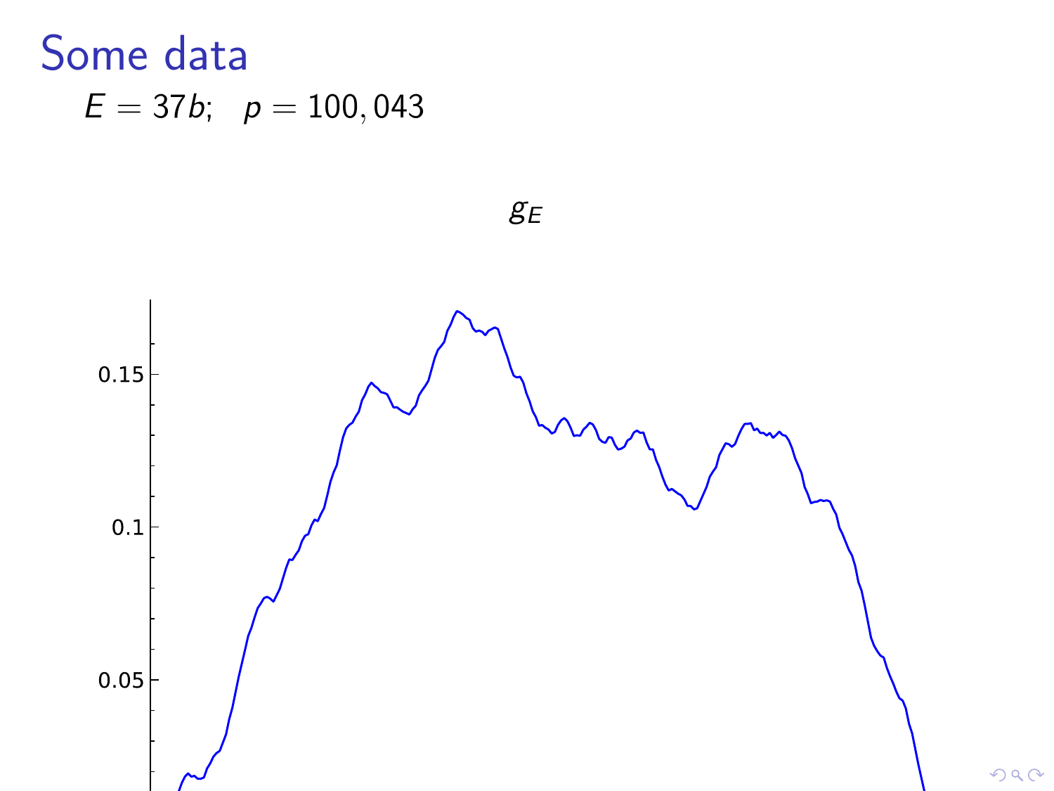# Some data

$E = 37b; \quad p = 100,043$

$g_E$

0.15

0.1

0.05